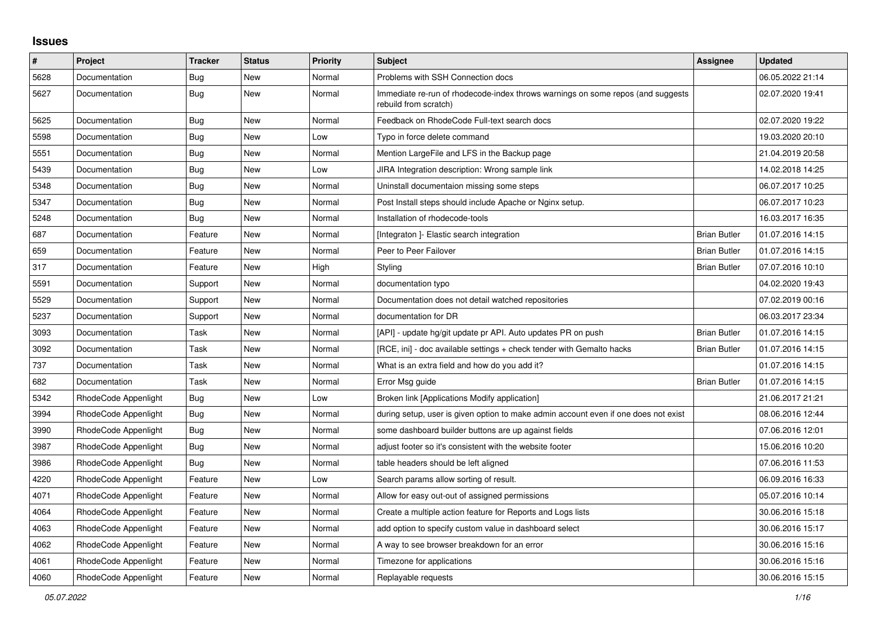# Issues

| # | Project | Tracker | Status | Priority | Subject | Assignee | Updated |
|---|---|---|---|---|---|---|---|
| 5628 | Documentation | Bug | New | Normal | Problems with SSH Connection docs | | 06.05.2022 21:14 |
| 5627 | Documentation | Bug | New | Normal | Immediate re-run of rhodecode-index throws warnings on some repos (and suggests rebuild from scratch) | | 02.07.2020 19:41 |
| 5625 | Documentation | Bug | New | Normal | Feedback on RhodeCode Full-text search docs | | 02.07.2020 19:22 |
| 5598 | Documentation | Bug | New | Low | Typo in force delete command | | 19.03.2020 20:10 |
| 5551 | Documentation | Bug | New | Normal | Mention LargeFile and LFS in the Backup page | | 21.04.2019 20:58 |
| 5439 | Documentation | Bug | New | Low | JIRA Integration description: Wrong sample link | | 14.02.2018 14:25 |
| 5348 | Documentation | Bug | New | Normal | Uninstall documentaion missing some steps | | 06.07.2017 10:25 |
| 5347 | Documentation | Bug | New | Normal | Post Install steps should include Apache or Nginx setup. | | 06.07.2017 10:23 |
| 5248 | Documentation | Bug | New | Normal | Installation of rhodecode-tools | | 16.03.2017 16:35 |
| 687 | Documentation | Feature | New | Normal | [Integraton ]- Elastic search integration | Brian Butler | 01.07.2016 14:15 |
| 659 | Documentation | Feature | New | Normal | Peer to Peer Failover | Brian Butler | 01.07.2016 14:15 |
| 317 | Documentation | Feature | New | High | Styling | Brian Butler | 07.07.2016 10:10 |
| 5591 | Documentation | Support | New | Normal | documentation typo | | 04.02.2020 19:43 |
| 5529 | Documentation | Support | New | Normal | Documentation does not detail watched repositories | | 07.02.2019 00:16 |
| 5237 | Documentation | Support | New | Normal | documentation for DR | | 06.03.2017 23:34 |
| 3093 | Documentation | Task | New | Normal | [API] - update hg/git update pr API. Auto updates PR on push | Brian Butler | 01.07.2016 14:15 |
| 3092 | Documentation | Task | New | Normal | [RCE, ini] - doc available settings + check tender with Gemalto hacks | Brian Butler | 01.07.2016 14:15 |
| 737 | Documentation | Task | New | Normal | What is an extra field and how do you add it? | | 01.07.2016 14:15 |
| 682 | Documentation | Task | New | Normal | Error Msg guide | Brian Butler | 01.07.2016 14:15 |
| 5342 | RhodeCode Appenlight | Bug | New | Low | Broken link [Applications Modify application] | | 21.06.2017 21:21 |
| 3994 | RhodeCode Appenlight | Bug | New | Normal | during setup, user is given option to make admin account even if one does not exist | | 08.06.2016 12:44 |
| 3990 | RhodeCode Appenlight | Bug | New | Normal | some dashboard builder buttons are up against fields | | 07.06.2016 12:01 |
| 3987 | RhodeCode Appenlight | Bug | New | Normal | adjust footer so it's consistent with the website footer | | 15.06.2016 10:20 |
| 3986 | RhodeCode Appenlight | Bug | New | Normal | table headers should be left aligned | | 07.06.2016 11:53 |
| 4220 | RhodeCode Appenlight | Feature | New | Low | Search params allow sorting of result. | | 06.09.2016 16:33 |
| 4071 | RhodeCode Appenlight | Feature | New | Normal | Allow for easy out-out of assigned permissions | | 05.07.2016 10:14 |
| 4064 | RhodeCode Appenlight | Feature | New | Normal | Create a multiple action feature for Reports and Logs lists | | 30.06.2016 15:18 |
| 4063 | RhodeCode Appenlight | Feature | New | Normal | add option to specify custom value in dashboard select | | 30.06.2016 15:17 |
| 4062 | RhodeCode Appenlight | Feature | New | Normal | A way to see browser breakdown for an error | | 30.06.2016 15:16 |
| 4061 | RhodeCode Appenlight | Feature | New | Normal | Timezone for applications | | 30.06.2016 15:16 |
| 4060 | RhodeCode Appenlight | Feature | New | Normal | Replayable requests | | 30.06.2016 15:15 |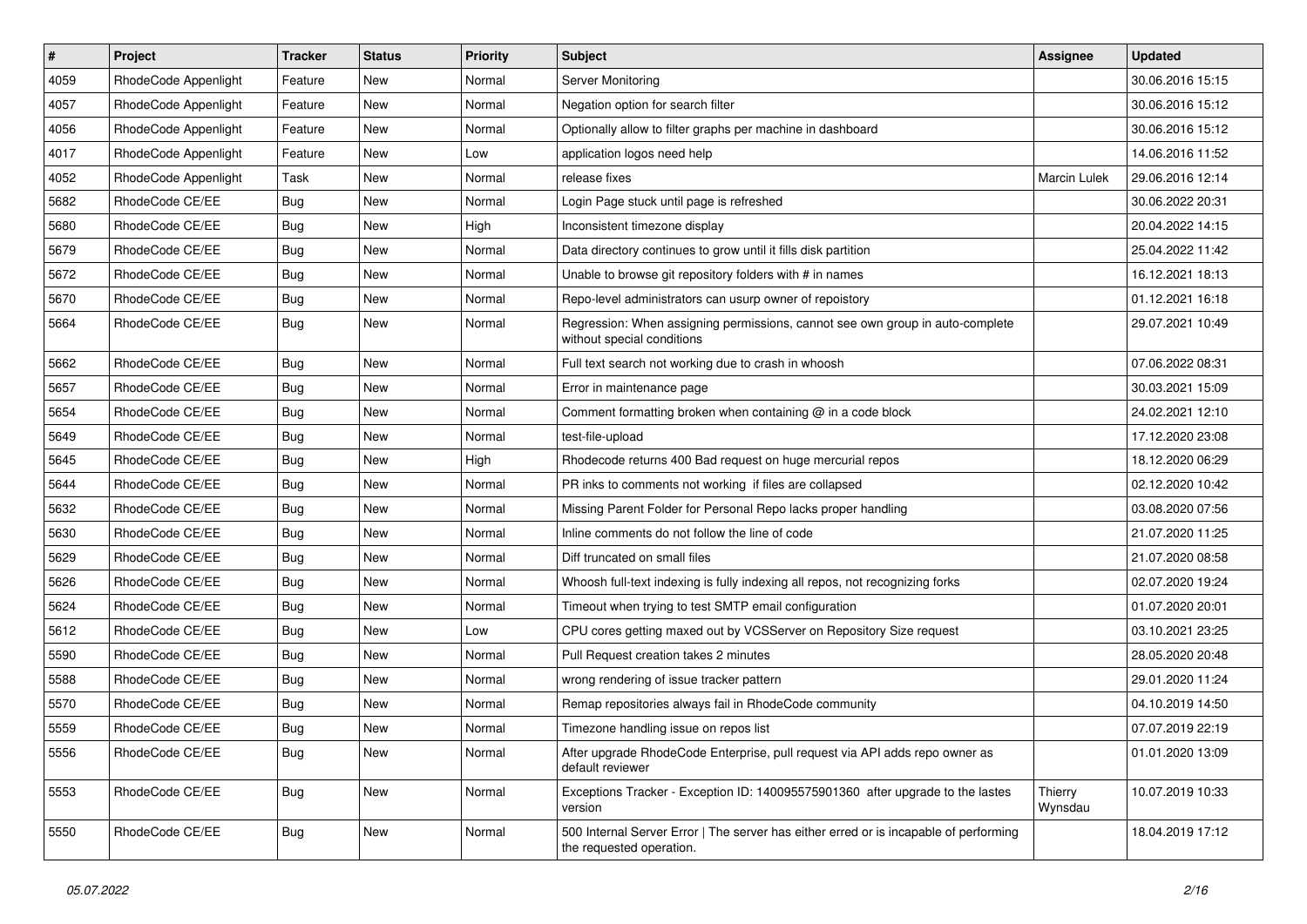| # | Project | Tracker | Status | Priority | Subject | Assignee | Updated |
|---|---|---|---|---|---|---|---|
| 4059 | RhodeCode Appenlight | Feature | New | Normal | Server Monitoring | | 30.06.2016 15:15 |
| 4057 | RhodeCode Appenlight | Feature | New | Normal | Negation option for search filter | | 30.06.2016 15:12 |
| 4056 | RhodeCode Appenlight | Feature | New | Normal | Optionally allow to filter graphs per machine in dashboard | | 30.06.2016 15:12 |
| 4017 | RhodeCode Appenlight | Feature | New | Low | application logos need help | | 14.06.2016 11:52 |
| 4052 | RhodeCode Appenlight | Task | New | Normal | release fixes | Marcin Lulek | 29.06.2016 12:14 |
| 5682 | RhodeCode CE/EE | Bug | New | Normal | Login Page stuck until page is refreshed | | 30.06.2022 20:31 |
| 5680 | RhodeCode CE/EE | Bug | New | High | Inconsistent timezone display | | 20.04.2022 14:15 |
| 5679 | RhodeCode CE/EE | Bug | New | Normal | Data directory continues to grow until it fills disk partition | | 25.04.2022 11:42 |
| 5672 | RhodeCode CE/EE | Bug | New | Normal | Unable to browse git repository folders with # in names | | 16.12.2021 18:13 |
| 5670 | RhodeCode CE/EE | Bug | New | Normal | Repo-level administrators can usurp owner of repoistory | | 01.12.2021 16:18 |
| 5664 | RhodeCode CE/EE | Bug | New | Normal | Regression: When assigning permissions, cannot see own group in auto-complete without special conditions | | 29.07.2021 10:49 |
| 5662 | RhodeCode CE/EE | Bug | New | Normal | Full text search not working due to crash in whoosh | | 07.06.2022 08:31 |
| 5657 | RhodeCode CE/EE | Bug | New | Normal | Error in maintenance page | | 30.03.2021 15:09 |
| 5654 | RhodeCode CE/EE | Bug | New | Normal | Comment formatting broken when containing @ in a code block | | 24.02.2021 12:10 |
| 5649 | RhodeCode CE/EE | Bug | New | Normal | test-file-upload | | 17.12.2020 23:08 |
| 5645 | RhodeCode CE/EE | Bug | New | High | Rhodecode returns 400 Bad request on huge mercurial repos | | 18.12.2020 06:29 |
| 5644 | RhodeCode CE/EE | Bug | New | Normal | PR inks to comments not working if files are collapsed | | 02.12.2020 10:42 |
| 5632 | RhodeCode CE/EE | Bug | New | Normal | Missing Parent Folder for Personal Repo lacks proper handling | | 03.08.2020 07:56 |
| 5630 | RhodeCode CE/EE | Bug | New | Normal | Inline comments do not follow the line of code | | 21.07.2020 11:25 |
| 5629 | RhodeCode CE/EE | Bug | New | Normal | Diff truncated on small files | | 21.07.2020 08:58 |
| 5626 | RhodeCode CE/EE | Bug | New | Normal | Whoosh full-text indexing is fully indexing all repos, not recognizing forks | | 02.07.2020 19:24 |
| 5624 | RhodeCode CE/EE | Bug | New | Normal | Timeout when trying to test SMTP email configuration | | 01.07.2020 20:01 |
| 5612 | RhodeCode CE/EE | Bug | New | Low | CPU cores getting maxed out by VCSServer on Repository Size request | | 03.10.2021 23:25 |
| 5590 | RhodeCode CE/EE | Bug | New | Normal | Pull Request creation takes 2 minutes | | 28.05.2020 20:48 |
| 5588 | RhodeCode CE/EE | Bug | New | Normal | wrong rendering of issue tracker pattern | | 29.01.2020 11:24 |
| 5570 | RhodeCode CE/EE | Bug | New | Normal | Remap repositories always fail in RhodeCode community | | 04.10.2019 14:50 |
| 5559 | RhodeCode CE/EE | Bug | New | Normal | Timezone handling issue on repos list | | 07.07.2019 22:19 |
| 5556 | RhodeCode CE/EE | Bug | New | Normal | After upgrade RhodeCode Enterprise, pull request via API adds repo owner as default reviewer | | 01.01.2020 13:09 |
| 5553 | RhodeCode CE/EE | Bug | New | Normal | Exceptions Tracker - Exception ID: 140095575901360 after upgrade to the lastes version | Thierry Wynsdau | 10.07.2019 10:33 |
| 5550 | RhodeCode CE/EE | Bug | New | Normal | 500 Internal Server Error \| The server has either erred or is incapable of performing the requested operation. | | 18.04.2019 17:12 |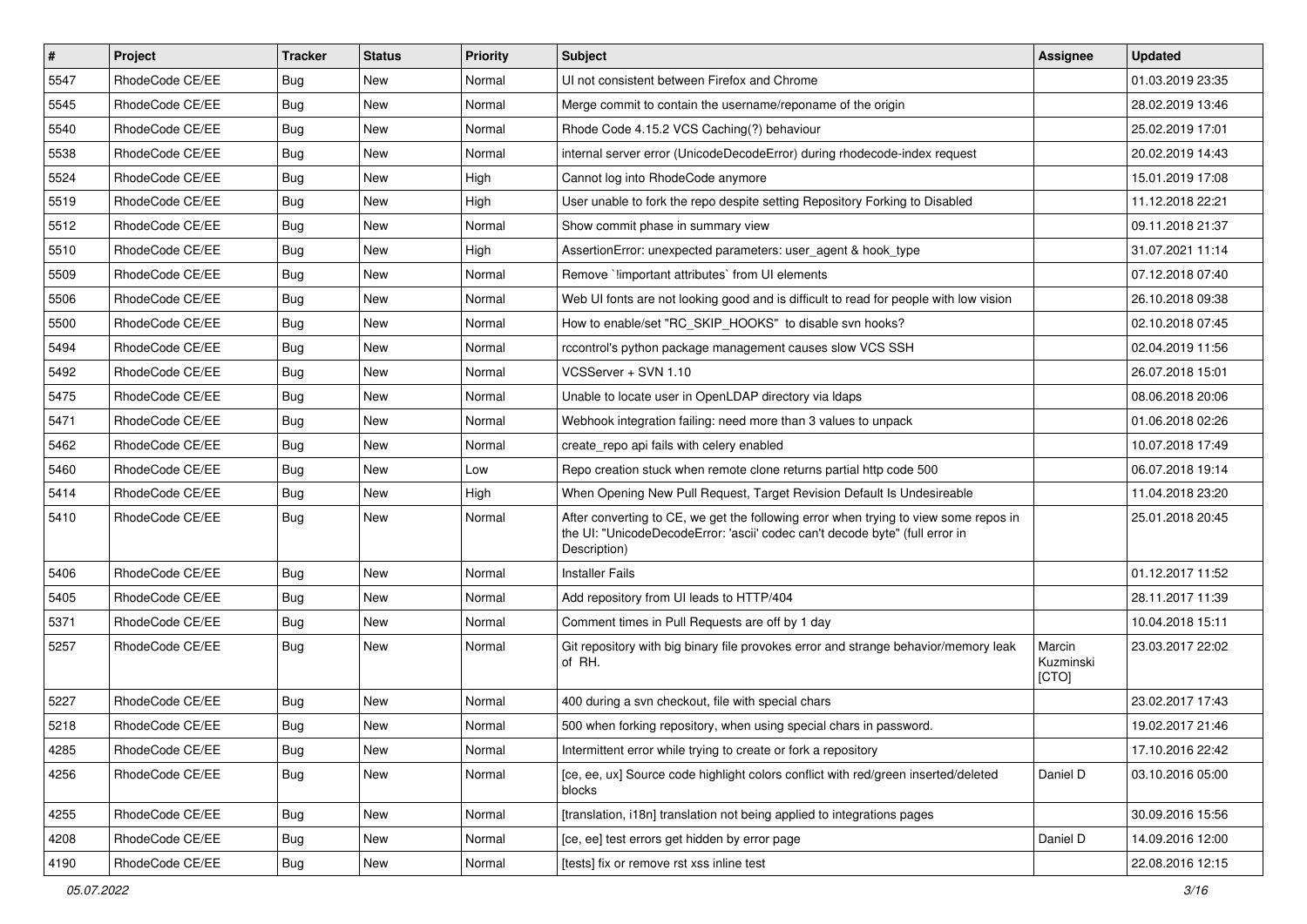| # | Project | Tracker | Status | Priority | Subject | Assignee | Updated |
|---|---|---|---|---|---|---|---|
| 5547 | RhodeCode CE/EE | Bug | New | Normal | UI not consistent between Firefox and Chrome | | 01.03.2019 23:35 |
| 5545 | RhodeCode CE/EE | Bug | New | Normal | Merge commit to contain the username/reponame of the origin | | 28.02.2019 13:46 |
| 5540 | RhodeCode CE/EE | Bug | New | Normal | Rhode Code 4.15.2 VCS Caching(?) behaviour | | 25.02.2019 17:01 |
| 5538 | RhodeCode CE/EE | Bug | New | Normal | internal server error (UnicodeDecodeError) during rhodecode-index request | | 20.02.2019 14:43 |
| 5524 | RhodeCode CE/EE | Bug | New | High | Cannot log into RhodeCode anymore | | 15.01.2019 17:08 |
| 5519 | RhodeCode CE/EE | Bug | New | High | User unable to fork the repo despite setting Repository Forking to Disabled | | 11.12.2018 22:21 |
| 5512 | RhodeCode CE/EE | Bug | New | Normal | Show commit phase in summary view | | 09.11.2018 21:37 |
| 5510 | RhodeCode CE/EE | Bug | New | High | AssertionError: unexpected parameters: user_agent & hook_type | | 31.07.2021 11:14 |
| 5509 | RhodeCode CE/EE | Bug | New | Normal | Remove `!important attributes` from UI elements | | 07.12.2018 07:40 |
| 5506 | RhodeCode CE/EE | Bug | New | Normal | Web UI fonts are not looking good and is difficult to read for people with low vision | | 26.10.2018 09:38 |
| 5500 | RhodeCode CE/EE | Bug | New | Normal | How to enable/set "RC_SKIP_HOOKS" to disable svn hooks? | | 02.10.2018 07:45 |
| 5494 | RhodeCode CE/EE | Bug | New | Normal | rccontrol's python package management causes slow VCS SSH | | 02.04.2019 11:56 |
| 5492 | RhodeCode CE/EE | Bug | New | Normal | VCSServer + SVN 1.10 | | 26.07.2018 15:01 |
| 5475 | RhodeCode CE/EE | Bug | New | Normal | Unable to locate user in OpenLDAP directory via ldaps | | 08.06.2018 20:06 |
| 5471 | RhodeCode CE/EE | Bug | New | Normal | Webhook integration failing: need more than 3 values to unpack | | 01.06.2018 02:26 |
| 5462 | RhodeCode CE/EE | Bug | New | Normal | create_repo api fails with celery enabled | | 10.07.2018 17:49 |
| 5460 | RhodeCode CE/EE | Bug | New | Low | Repo creation stuck when remote clone returns partial http code 500 | | 06.07.2018 19:14 |
| 5414 | RhodeCode CE/EE | Bug | New | High | When Opening New Pull Request, Target Revision Default Is Undesireable | | 11.04.2018 23:20 |
| 5410 | RhodeCode CE/EE | Bug | New | Normal | After converting to CE, we get the following error when trying to view some repos in the UI: "UnicodeDecodeError: 'ascii' codec can't decode byte" (full error in Description) | | 25.01.2018 20:45 |
| 5406 | RhodeCode CE/EE | Bug | New | Normal | Installer Fails | | 01.12.2017 11:52 |
| 5405 | RhodeCode CE/EE | Bug | New | Normal | Add repository from UI leads to HTTP/404 | | 28.11.2017 11:39 |
| 5371 | RhodeCode CE/EE | Bug | New | Normal | Comment times in Pull Requests are off by 1 day | | 10.04.2018 15:11 |
| 5257 | RhodeCode CE/EE | Bug | New | Normal | Git repository with big binary file provokes error and strange behavior/memory leak of RH. | Marcin Kuzminski [CTO] | 23.03.2017 22:02 |
| 5227 | RhodeCode CE/EE | Bug | New | Normal | 400 during a svn checkout, file with special chars | | 23.02.2017 17:43 |
| 5218 | RhodeCode CE/EE | Bug | New | Normal | 500 when forking repository, when using special chars in password. | | 19.02.2017 21:46 |
| 4285 | RhodeCode CE/EE | Bug | New | Normal | Intermittent error while trying to create or fork a repository | | 17.10.2016 22:42 |
| 4256 | RhodeCode CE/EE | Bug | New | Normal | [ce, ee, ux] Source code highlight colors conflict with red/green inserted/deleted blocks | Daniel D | 03.10.2016 05:00 |
| 4255 | RhodeCode CE/EE | Bug | New | Normal | [translation, i18n] translation not being applied to integrations pages | | 30.09.2016 15:56 |
| 4208 | RhodeCode CE/EE | Bug | New | Normal | [ce, ee] test errors get hidden by error page | Daniel D | 14.09.2016 12:00 |
| 4190 | RhodeCode CE/EE | Bug | New | Normal | [tests] fix or remove rst xss inline test | | 22.08.2016 12:15 |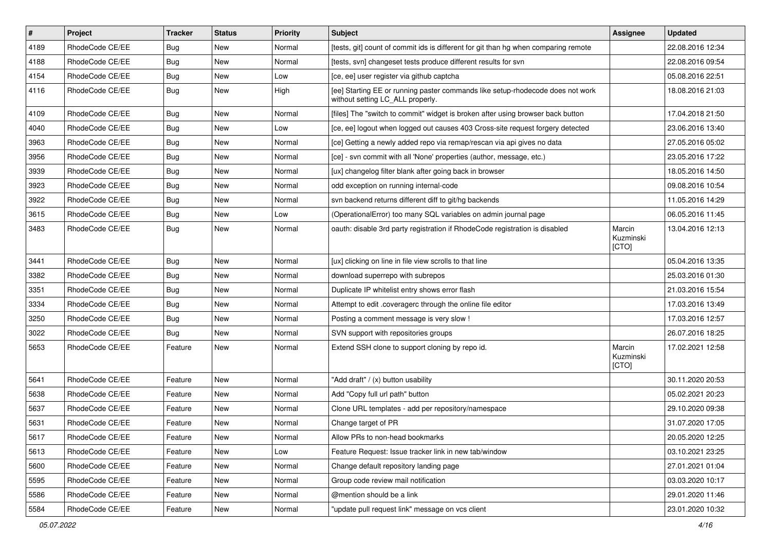| # | Project | Tracker | Status | Priority | Subject | Assignee | Updated |
| --- | --- | --- | --- | --- | --- | --- | --- |
| 4189 | RhodeCode CE/EE | Bug | New | Normal | [tests, git] count of commit ids is different for git than hg when comparing remote | | 22.08.2016 12:34 |
| 4188 | RhodeCode CE/EE | Bug | New | Normal | [tests, svn] changeset tests produce different results for svn | | 22.08.2016 09:54 |
| 4154 | RhodeCode CE/EE | Bug | New | Low | [ce, ee] user register via github captcha | | 05.08.2016 22:51 |
| 4116 | RhodeCode CE/EE | Bug | New | High | [ee] Starting EE or running paster commands like setup-rhodecode does not work without setting LC_ALL properly. | | 18.08.2016 21:03 |
| 4109 | RhodeCode CE/EE | Bug | New | Normal | [files] The "switch to commit" widget is broken after using browser back button | | 17.04.2018 21:50 |
| 4040 | RhodeCode CE/EE | Bug | New | Low | [ce, ee] logout when logged out causes 403 Cross-site request forgery detected | | 23.06.2016 13:40 |
| 3963 | RhodeCode CE/EE | Bug | New | Normal | [ce] Getting a newly added repo via remap/rescan via api gives no data | | 27.05.2016 05:02 |
| 3956 | RhodeCode CE/EE | Bug | New | Normal | [ce] - svn commit with all 'None' properties (author, message, etc.) | | 23.05.2016 17:22 |
| 3939 | RhodeCode CE/EE | Bug | New | Normal | [ux] changelog filter blank after going back in browser | | 18.05.2016 14:50 |
| 3923 | RhodeCode CE/EE | Bug | New | Normal | odd exception on running internal-code | | 09.08.2016 10:54 |
| 3922 | RhodeCode CE/EE | Bug | New | Normal | svn backend returns different diff to git/hg backends | | 11.05.2016 14:29 |
| 3615 | RhodeCode CE/EE | Bug | New | Low | (OperationalError) too many SQL variables on admin journal page | | 06.05.2016 11:45 |
| 3483 | RhodeCode CE/EE | Bug | New | Normal | oauth: disable 3rd party registration if RhodeCode registration is disabled | Marcin Kuzminski [CTO] | 13.04.2016 12:13 |
| 3441 | RhodeCode CE/EE | Bug | New | Normal | [ux] clicking on line in file view scrolls to that line | | 05.04.2016 13:35 |
| 3382 | RhodeCode CE/EE | Bug | New | Normal | download superrepo with subrepos | | 25.03.2016 01:30 |
| 3351 | RhodeCode CE/EE | Bug | New | Normal | Duplicate IP whitelist entry shows error flash | | 21.03.2016 15:54 |
| 3334 | RhodeCode CE/EE | Bug | New | Normal | Attempt to edit .coveragerc through the online file editor | | 17.03.2016 13:49 |
| 3250 | RhodeCode CE/EE | Bug | New | Normal | Posting a comment message is very slow ! | | 17.03.2016 12:57 |
| 3022 | RhodeCode CE/EE | Bug | New | Normal | SVN support with repositories groups | | 26.07.2016 18:25 |
| 5653 | RhodeCode CE/EE | Feature | New | Normal | Extend SSH clone to support cloning by repo id. | Marcin Kuzminski [CTO] | 17.02.2021 12:58 |
| 5641 | RhodeCode CE/EE | Feature | New | Normal | "Add draft" / (x) button usability | | 30.11.2020 20:53 |
| 5638 | RhodeCode CE/EE | Feature | New | Normal | Add "Copy full url path" button | | 05.02.2021 20:23 |
| 5637 | RhodeCode CE/EE | Feature | New | Normal | Clone URL templates - add per repository/namespace | | 29.10.2020 09:38 |
| 5631 | RhodeCode CE/EE | Feature | New | Normal | Change target of PR | | 31.07.2020 17:05 |
| 5617 | RhodeCode CE/EE | Feature | New | Normal | Allow PRs to non-head bookmarks | | 20.05.2020 12:25 |
| 5613 | RhodeCode CE/EE | Feature | New | Low | Feature Request: Issue tracker link in new tab/window | | 03.10.2021 23:25 |
| 5600 | RhodeCode CE/EE | Feature | New | Normal | Change default repository landing page | | 27.01.2021 01:04 |
| 5595 | RhodeCode CE/EE | Feature | New | Normal | Group code review mail notification | | 03.03.2020 10:17 |
| 5586 | RhodeCode CE/EE | Feature | New | Normal | @mention should be a link | | 29.01.2020 11:46 |
| 5584 | RhodeCode CE/EE | Feature | New | Normal | "update pull request link" message on vcs client | | 23.01.2020 10:32 |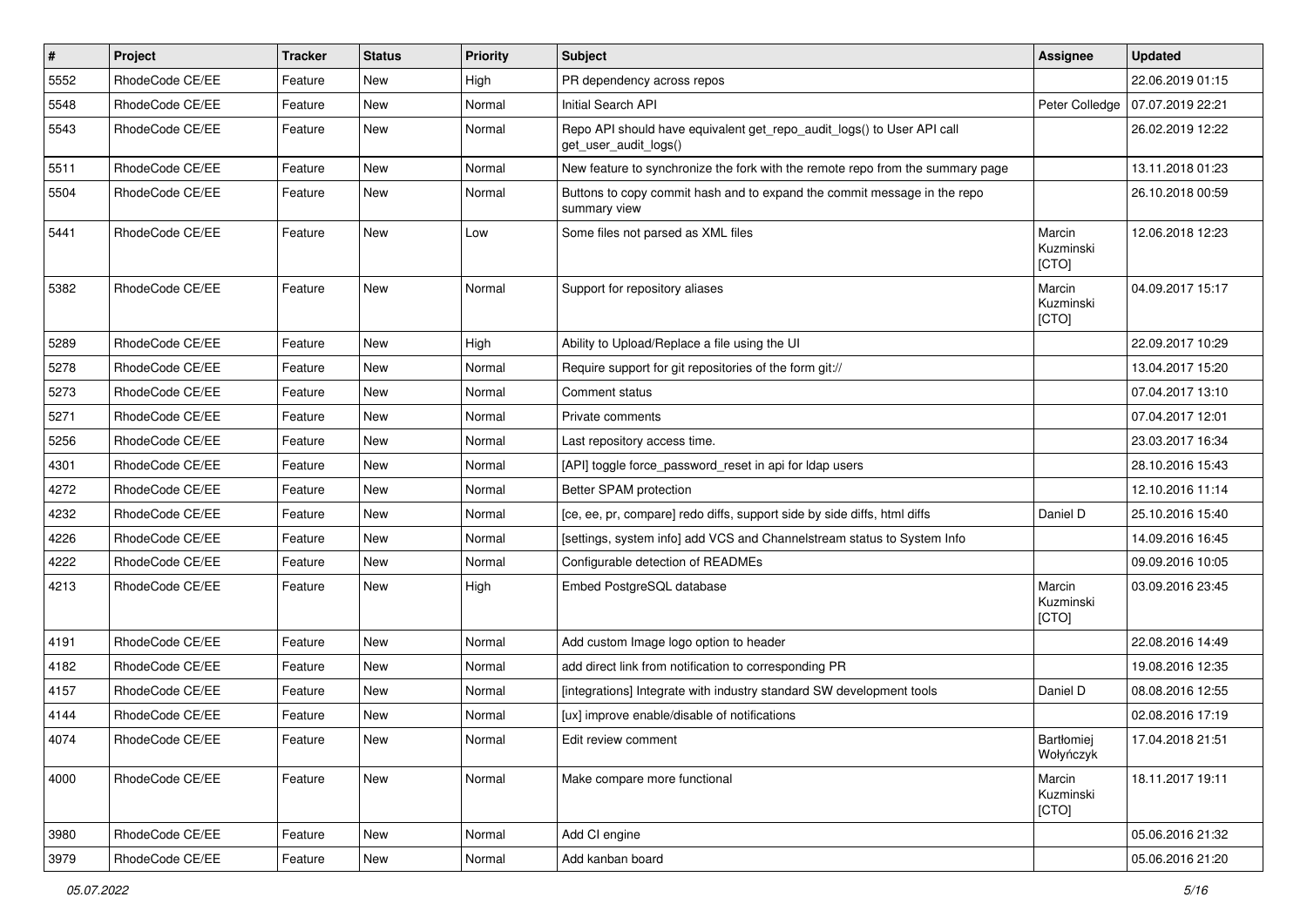| # | Project | Tracker | Status | Priority | Subject | Assignee | Updated |
|---|---|---|---|---|---|---|---|
| 5552 | RhodeCode CE/EE | Feature | New | High | PR dependency across repos | | 22.06.2019 01:15 |
| 5548 | RhodeCode CE/EE | Feature | New | Normal | Initial Search API | Peter Colledge | 07.07.2019 22:21 |
| 5543 | RhodeCode CE/EE | Feature | New | Normal | Repo API should have equivalent get_repo_audit_logs() to User API call get_user_audit_logs() | | 26.02.2019 12:22 |
| 5511 | RhodeCode CE/EE | Feature | New | Normal | New feature to synchronize the fork with the remote repo from the summary page | | 13.11.2018 01:23 |
| 5504 | RhodeCode CE/EE | Feature | New | Normal | Buttons to copy commit hash and to expand the commit message in the repo summary view | | 26.10.2018 00:59 |
| 5441 | RhodeCode CE/EE | Feature | New | Low | Some files not parsed as XML files | Marcin Kuzminski [CTO] | 12.06.2018 12:23 |
| 5382 | RhodeCode CE/EE | Feature | New | Normal | Support for repository aliases | Marcin Kuzminski [CTO] | 04.09.2017 15:17 |
| 5289 | RhodeCode CE/EE | Feature | New | High | Ability to Upload/Replace a file using the UI | | 22.09.2017 10:29 |
| 5278 | RhodeCode CE/EE | Feature | New | Normal | Require support for git repositories of the form git:// | | 13.04.2017 15:20 |
| 5273 | RhodeCode CE/EE | Feature | New | Normal | Comment status | | 07.04.2017 13:10 |
| 5271 | RhodeCode CE/EE | Feature | New | Normal | Private comments | | 07.04.2017 12:01 |
| 5256 | RhodeCode CE/EE | Feature | New | Normal | Last repository access time. | | 23.03.2017 16:34 |
| 4301 | RhodeCode CE/EE | Feature | New | Normal | [API] toggle force_password_reset in api for ldap users | | 28.10.2016 15:43 |
| 4272 | RhodeCode CE/EE | Feature | New | Normal | Better SPAM protection | | 12.10.2016 11:14 |
| 4232 | RhodeCode CE/EE | Feature | New | Normal | [ce, ee, pr, compare] redo diffs, support side by side diffs, html diffs | Daniel D | 25.10.2016 15:40 |
| 4226 | RhodeCode CE/EE | Feature | New | Normal | [settings, system info] add VCS and Channelstream status to System Info | | 14.09.2016 16:45 |
| 4222 | RhodeCode CE/EE | Feature | New | Normal | Configurable detection of READMEs | | 09.09.2016 10:05 |
| 4213 | RhodeCode CE/EE | Feature | New | High | Embed PostgreSQL database | Marcin Kuzminski [CTO] | 03.09.2016 23:45 |
| 4191 | RhodeCode CE/EE | Feature | New | Normal | Add custom Image logo option to header | | 22.08.2016 14:49 |
| 4182 | RhodeCode CE/EE | Feature | New | Normal | add direct link from notification to corresponding PR | | 19.08.2016 12:35 |
| 4157 | RhodeCode CE/EE | Feature | New | Normal | [integrations] Integrate with industry standard SW development tools | Daniel D | 08.08.2016 12:55 |
| 4144 | RhodeCode CE/EE | Feature | New | Normal | [ux] improve enable/disable of notifications | | 02.08.2016 17:19 |
| 4074 | RhodeCode CE/EE | Feature | New | Normal | Edit review comment | Bartłomiej Wołyńczyk | 17.04.2018 21:51 |
| 4000 | RhodeCode CE/EE | Feature | New | Normal | Make compare more functional | Marcin Kuzminski [CTO] | 18.11.2017 19:11 |
| 3980 | RhodeCode CE/EE | Feature | New | Normal | Add CI engine | | 05.06.2016 21:32 |
| 3979 | RhodeCode CE/EE | Feature | New | Normal | Add kanban board | | 05.06.2016 21:20 |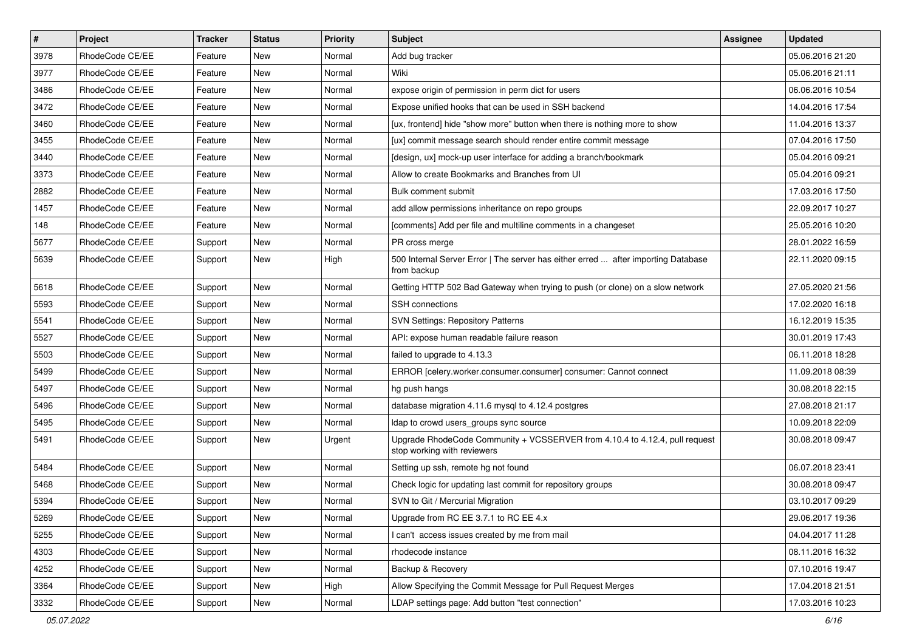| # | Project | Tracker | Status | Priority | Subject | Assignee | Updated |
|---|---|---|---|---|---|---|---|
| 3978 | RhodeCode CE/EE | Feature | New | Normal | Add bug tracker | | 05.06.2016 21:20 |
| 3977 | RhodeCode CE/EE | Feature | New | Normal | Wiki | | 05.06.2016 21:11 |
| 3486 | RhodeCode CE/EE | Feature | New | Normal | expose origin of permission in perm dict for users | | 06.06.2016 10:54 |
| 3472 | RhodeCode CE/EE | Feature | New | Normal | Expose unified hooks that can be used in SSH backend | | 14.04.2016 17:54 |
| 3460 | RhodeCode CE/EE | Feature | New | Normal | [ux, frontend] hide "show more" button when there is nothing more to show | | 11.04.2016 13:37 |
| 3455 | RhodeCode CE/EE | Feature | New | Normal | [ux] commit message search should render entire commit message | | 07.04.2016 17:50 |
| 3440 | RhodeCode CE/EE | Feature | New | Normal | [design, ux] mock-up user interface for adding a branch/bookmark | | 05.04.2016 09:21 |
| 3373 | RhodeCode CE/EE | Feature | New | Normal | Allow to create Bookmarks and Branches from UI | | 05.04.2016 09:21 |
| 2882 | RhodeCode CE/EE | Feature | New | Normal | Bulk comment submit | | 17.03.2016 17:50 |
| 1457 | RhodeCode CE/EE | Feature | New | Normal | add allow permissions inheritance on repo groups | | 22.09.2017 10:27 |
| 148 | RhodeCode CE/EE | Feature | New | Normal | [comments] Add per file and multiline comments in a changeset | | 25.05.2016 10:20 |
| 5677 | RhodeCode CE/EE | Support | New | Normal | PR cross merge | | 28.01.2022 16:59 |
| 5639 | RhodeCode CE/EE | Support | New | High | 500 Internal Server Error \| The server has either erred ... after importing Database from backup | | 22.11.2020 09:15 |
| 5618 | RhodeCode CE/EE | Support | New | Normal | Getting HTTP 502 Bad Gateway when trying to push (or clone) on a slow network | | 27.05.2020 21:56 |
| 5593 | RhodeCode CE/EE | Support | New | Normal | SSH connections | | 17.02.2020 16:18 |
| 5541 | RhodeCode CE/EE | Support | New | Normal | SVN Settings: Repository Patterns | | 16.12.2019 15:35 |
| 5527 | RhodeCode CE/EE | Support | New | Normal | API: expose human readable failure reason | | 30.01.2019 17:43 |
| 5503 | RhodeCode CE/EE | Support | New | Normal | failed to upgrade to 4.13.3 | | 06.11.2018 18:28 |
| 5499 | RhodeCode CE/EE | Support | New | Normal | ERROR [celery.worker.consumer.consumer] consumer: Cannot connect | | 11.09.2018 08:39 |
| 5497 | RhodeCode CE/EE | Support | New | Normal | hg push hangs | | 30.08.2018 22:15 |
| 5496 | RhodeCode CE/EE | Support | New | Normal | database migration 4.11.6 mysql to 4.12.4 postgres | | 27.08.2018 21:17 |
| 5495 | RhodeCode CE/EE | Support | New | Normal | ldap to crowd users_groups sync source | | 10.09.2018 22:09 |
| 5491 | RhodeCode CE/EE | Support | New | Urgent | Upgrade RhodeCode Community + VCSSERVER from 4.10.4 to 4.12.4, pull request stop working with reviewers | | 30.08.2018 09:47 |
| 5484 | RhodeCode CE/EE | Support | New | Normal | Setting up ssh, remote hg not found | | 06.07.2018 23:41 |
| 5468 | RhodeCode CE/EE | Support | New | Normal | Check logic for updating last commit for repository groups | | 30.08.2018 09:47 |
| 5394 | RhodeCode CE/EE | Support | New | Normal | SVN to Git / Mercurial Migration | | 03.10.2017 09:29 |
| 5269 | RhodeCode CE/EE | Support | New | Normal | Upgrade from RC EE 3.7.1 to RC EE 4.x | | 29.06.2017 19:36 |
| 5255 | RhodeCode CE/EE | Support | New | Normal | I can't access issues created by me from mail | | 04.04.2017 11:28 |
| 4303 | RhodeCode CE/EE | Support | New | Normal | rhodecode instance | | 08.11.2016 16:32 |
| 4252 | RhodeCode CE/EE | Support | New | Normal | Backup & Recovery | | 07.10.2016 19:47 |
| 3364 | RhodeCode CE/EE | Support | New | High | Allow Specifying the Commit Message for Pull Request Merges | | 17.04.2018 21:51 |
| 3332 | RhodeCode CE/EE | Support | New | Normal | LDAP settings page: Add button "test connection" | | 17.03.2016 10:23 |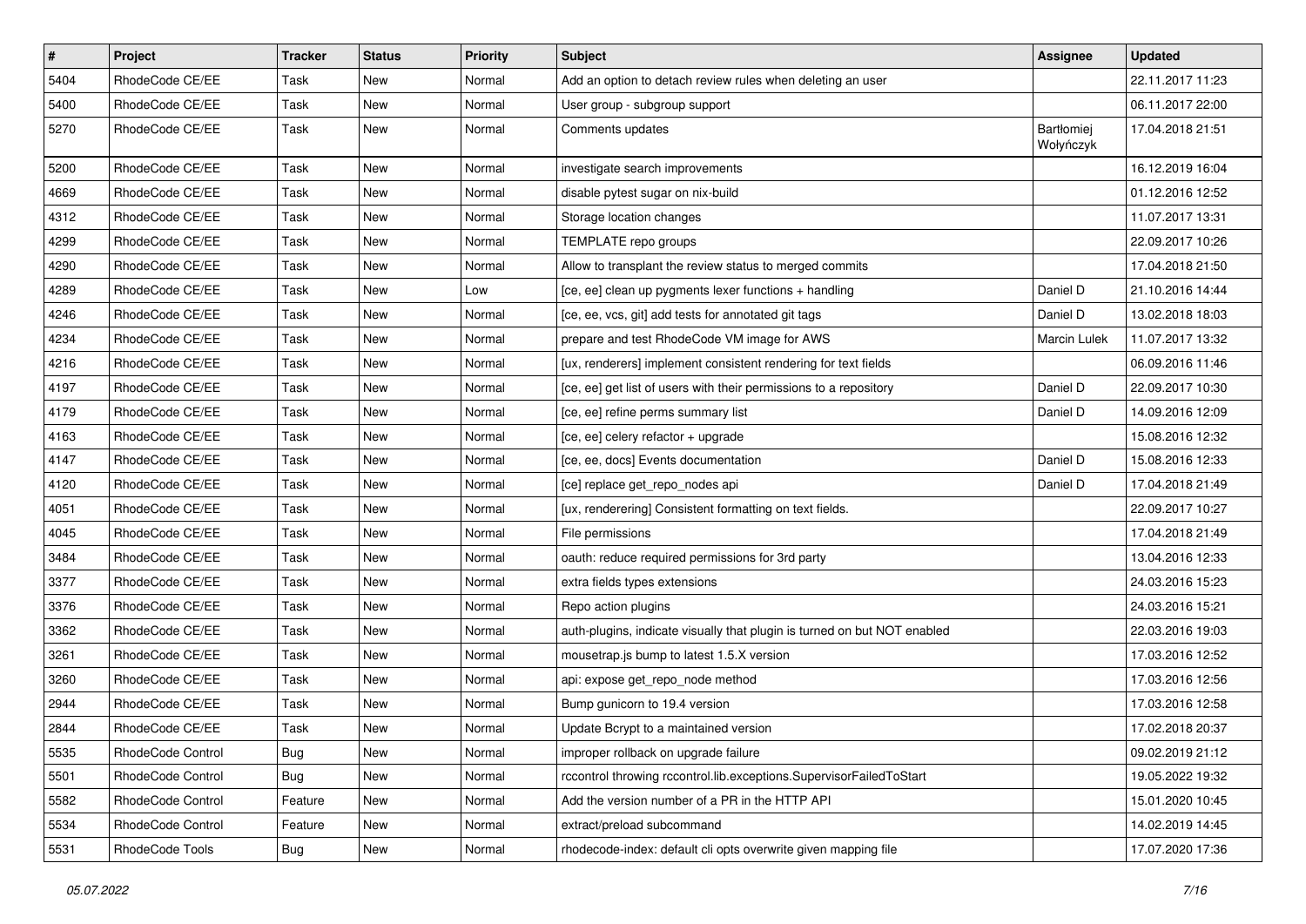| # | Project | Tracker | Status | Priority | Subject | Assignee | Updated |
|---|---|---|---|---|---|---|---|
| 5404 | RhodeCode CE/EE | Task | New | Normal | Add an option to detach review rules when deleting an user | | 22.11.2017 11:23 |
| 5400 | RhodeCode CE/EE | Task | New | Normal | User group - subgroup support | | 06.11.2017 22:00 |
| 5270 | RhodeCode CE/EE | Task | New | Normal | Comments updates | Bartłomiej Wołyńczyk | 17.04.2018 21:51 |
| 5200 | RhodeCode CE/EE | Task | New | Normal | investigate search improvements | | 16.12.2019 16:04 |
| 4669 | RhodeCode CE/EE | Task | New | Normal | disable pytest sugar on nix-build | | 01.12.2016 12:52 |
| 4312 | RhodeCode CE/EE | Task | New | Normal | Storage location changes | | 11.07.2017 13:31 |
| 4299 | RhodeCode CE/EE | Task | New | Normal | TEMPLATE repo groups | | 22.09.2017 10:26 |
| 4290 | RhodeCode CE/EE | Task | New | Normal | Allow to transplant the review status to merged commits | | 17.04.2018 21:50 |
| 4289 | RhodeCode CE/EE | Task | New | Low | [ce, ee] clean up pygments lexer functions + handling | Daniel D | 21.10.2016 14:44 |
| 4246 | RhodeCode CE/EE | Task | New | Normal | [ce, ee, vcs, git] add tests for annotated git tags | Daniel D | 13.02.2018 18:03 |
| 4234 | RhodeCode CE/EE | Task | New | Normal | prepare and test RhodeCode VM image for AWS | Marcin Lulek | 11.07.2017 13:32 |
| 4216 | RhodeCode CE/EE | Task | New | Normal | [ux, renderers] implement consistent rendering for text fields | | 06.09.2016 11:46 |
| 4197 | RhodeCode CE/EE | Task | New | Normal | [ce, ee] get list of users with their permissions to a repository | Daniel D | 22.09.2017 10:30 |
| 4179 | RhodeCode CE/EE | Task | New | Normal | [ce, ee] refine perms summary list | Daniel D | 14.09.2016 12:09 |
| 4163 | RhodeCode CE/EE | Task | New | Normal | [ce, ee] celery refactor + upgrade | | 15.08.2016 12:32 |
| 4147 | RhodeCode CE/EE | Task | New | Normal | [ce, ee, docs] Events documentation | Daniel D | 15.08.2016 12:33 |
| 4120 | RhodeCode CE/EE | Task | New | Normal | [ce] replace get_repo_nodes api | Daniel D | 17.04.2018 21:49 |
| 4051 | RhodeCode CE/EE | Task | New | Normal | [ux, renderering] Consistent formatting on text fields. | | 22.09.2017 10:27 |
| 4045 | RhodeCode CE/EE | Task | New | Normal | File permissions | | 17.04.2018 21:49 |
| 3484 | RhodeCode CE/EE | Task | New | Normal | oauth: reduce required permissions for 3rd party | | 13.04.2016 12:33 |
| 3377 | RhodeCode CE/EE | Task | New | Normal | extra fields types extensions | | 24.03.2016 15:23 |
| 3376 | RhodeCode CE/EE | Task | New | Normal | Repo action plugins | | 24.03.2016 15:21 |
| 3362 | RhodeCode CE/EE | Task | New | Normal | auth-plugins, indicate visually that plugin is turned on but NOT enabled | | 22.03.2016 19:03 |
| 3261 | RhodeCode CE/EE | Task | New | Normal | mousetrap.js bump to latest 1.5.X version | | 17.03.2016 12:52 |
| 3260 | RhodeCode CE/EE | Task | New | Normal | api: expose get_repo_node method | | 17.03.2016 12:56 |
| 2944 | RhodeCode CE/EE | Task | New | Normal | Bump gunicorn to 19.4 version | | 17.03.2016 12:58 |
| 2844 | RhodeCode CE/EE | Task | New | Normal | Update Bcrypt to a maintained version | | 17.02.2018 20:37 |
| 5535 | RhodeCode Control | Bug | New | Normal | improper rollback on upgrade failure | | 09.02.2019 21:12 |
| 5501 | RhodeCode Control | Bug | New | Normal | rccontrol throwing rccontrol.lib.exceptions.SupervisorFailedToStart | | 19.05.2022 19:32 |
| 5582 | RhodeCode Control | Feature | New | Normal | Add the version number of a PR in the HTTP API | | 15.01.2020 10:45 |
| 5534 | RhodeCode Control | Feature | New | Normal | extract/preload subcommand | | 14.02.2019 14:45 |
| 5531 | RhodeCode Tools | Bug | New | Normal | rhodecode-index: default cli opts overwrite given mapping file | | 17.07.2020 17:36 |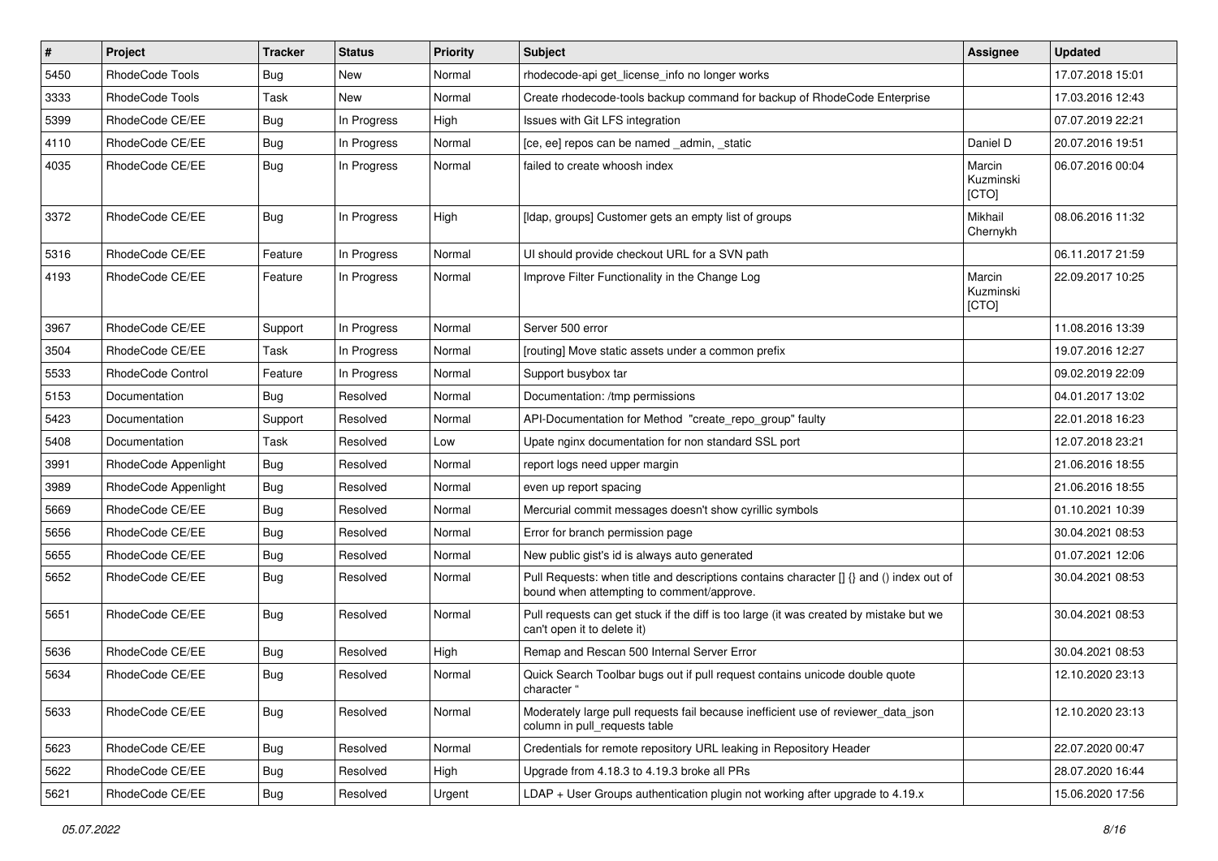| # | Project | Tracker | Status | Priority | Subject | Assignee | Updated |
|---|---|---|---|---|---|---|---|
| 5450 | RhodeCode Tools | Bug | New | Normal | rhodecode-api get_license_info no longer works | | 17.07.2018 15:01 |
| 3333 | RhodeCode Tools | Task | New | Normal | Create rhodecode-tools backup command for backup of RhodeCode Enterprise | | 17.03.2016 12:43 |
| 5399 | RhodeCode CE/EE | Bug | In Progress | High | Issues with Git LFS integration | | 07.07.2019 22:21 |
| 4110 | RhodeCode CE/EE | Bug | In Progress | Normal | [ce, ee] repos can be named _admin, _static | Daniel D | 20.07.2016 19:51 |
| 4035 | RhodeCode CE/EE | Bug | In Progress | Normal | failed to create whoosh index | Marcin Kuzminski [CTO] | 06.07.2016 00:04 |
| 3372 | RhodeCode CE/EE | Bug | In Progress | High | [ldap, groups] Customer gets an empty list of groups | Mikhail Chernykh | 08.06.2016 11:32 |
| 5316 | RhodeCode CE/EE | Feature | In Progress | Normal | UI should provide checkout URL for a SVN path | | 06.11.2017 21:59 |
| 4193 | RhodeCode CE/EE | Feature | In Progress | Normal | Improve Filter Functionality in the Change Log | Marcin Kuzminski [CTO] | 22.09.2017 10:25 |
| 3967 | RhodeCode CE/EE | Support | In Progress | Normal | Server 500 error | | 11.08.2016 13:39 |
| 3504 | RhodeCode CE/EE | Task | In Progress | Normal | [routing] Move static assets under a common prefix | | 19.07.2016 12:27 |
| 5533 | RhodeCode Control | Feature | In Progress | Normal | Support busybox tar | | 09.02.2019 22:09 |
| 5153 | Documentation | Bug | Resolved | Normal | Documentation: /tmp permissions | | 04.01.2017 13:02 |
| 5423 | Documentation | Support | Resolved | Normal | API-Documentation for Method "create_repo_group" faulty | | 22.01.2018 16:23 |
| 5408 | Documentation | Task | Resolved | Low | Upate nginx documentation for non standard SSL port | | 12.07.2018 23:21 |
| 3991 | RhodeCode Appenlight | Bug | Resolved | Normal | report logs need upper margin | | 21.06.2016 18:55 |
| 3989 | RhodeCode Appenlight | Bug | Resolved | Normal | even up report spacing | | 21.06.2016 18:55 |
| 5669 | RhodeCode CE/EE | Bug | Resolved | Normal | Mercurial commit messages doesn't show cyrillic symbols | | 01.10.2021 10:39 |
| 5656 | RhodeCode CE/EE | Bug | Resolved | Normal | Error for branch permission page | | 30.04.2021 08:53 |
| 5655 | RhodeCode CE/EE | Bug | Resolved | Normal | New public gist's id is always auto generated | | 01.07.2021 12:06 |
| 5652 | RhodeCode CE/EE | Bug | Resolved | Normal | Pull Requests: when title and descriptions contains character [] {} and () index out of bound when attempting to comment/approve. | | 30.04.2021 08:53 |
| 5651 | RhodeCode CE/EE | Bug | Resolved | Normal | Pull requests can get stuck if the diff is too large (it was created by mistake but we can't open it to delete it) | | 30.04.2021 08:53 |
| 5636 | RhodeCode CE/EE | Bug | Resolved | High | Remap and Rescan 500 Internal Server Error | | 30.04.2021 08:53 |
| 5634 | RhodeCode CE/EE | Bug | Resolved | Normal | Quick Search Toolbar bugs out if pull request contains unicode double quote character " | | 12.10.2020 23:13 |
| 5633 | RhodeCode CE/EE | Bug | Resolved | Normal | Moderately large pull requests fail because inefficient use of reviewer_data_json column in pull_requests table | | 12.10.2020 23:13 |
| 5623 | RhodeCode CE/EE | Bug | Resolved | Normal | Credentials for remote repository URL leaking in Repository Header | | 22.07.2020 00:47 |
| 5622 | RhodeCode CE/EE | Bug | Resolved | High | Upgrade from 4.18.3 to 4.19.3 broke all PRs | | 28.07.2020 16:44 |
| 5621 | RhodeCode CE/EE | Bug | Resolved | Urgent | LDAP + User Groups authentication plugin not working after upgrade to 4.19.x | | 15.06.2020 17:56 |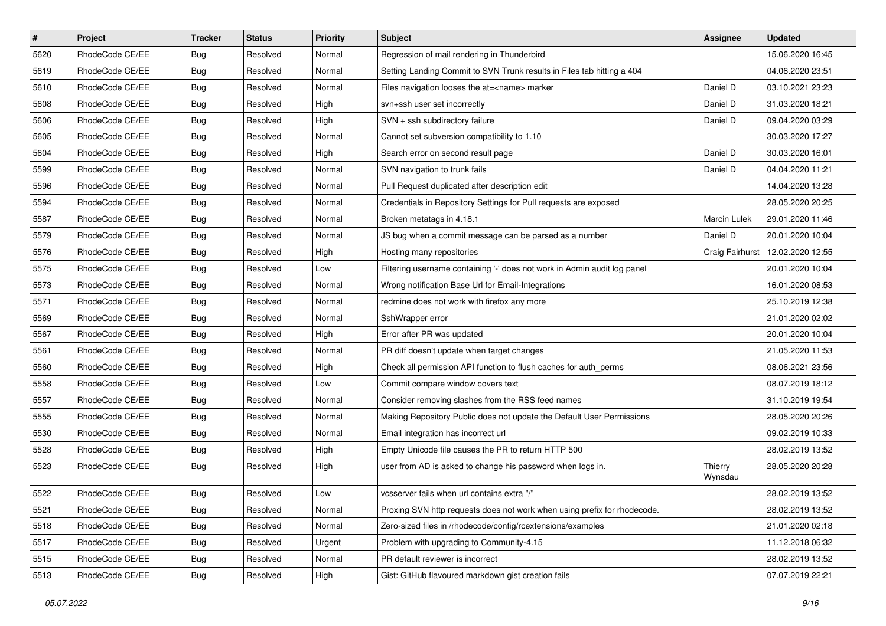| # | Project | Tracker | Status | Priority | Subject | Assignee | Updated |
|---|---|---|---|---|---|---|---|
| 5620 | RhodeCode CE/EE | Bug | Resolved | Normal | Regression of mail rendering in Thunderbird | | 15.06.2020 16:45 |
| 5619 | RhodeCode CE/EE | Bug | Resolved | Normal | Setting Landing Commit to SVN Trunk results in Files tab hitting a 404 | | 04.06.2020 23:51 |
| 5610 | RhodeCode CE/EE | Bug | Resolved | Normal | Files navigation looses the at=<name> marker | Daniel D | 03.10.2021 23:23 |
| 5608 | RhodeCode CE/EE | Bug | Resolved | High | svn+ssh user set incorrectly | Daniel D | 31.03.2020 18:21 |
| 5606 | RhodeCode CE/EE | Bug | Resolved | High | SVN + ssh subdirectory failure | Daniel D | 09.04.2020 03:29 |
| 5605 | RhodeCode CE/EE | Bug | Resolved | Normal | Cannot set subversion compatibility to 1.10 | | 30.03.2020 17:27 |
| 5604 | RhodeCode CE/EE | Bug | Resolved | High | Search error on second result page | Daniel D | 30.03.2020 16:01 |
| 5599 | RhodeCode CE/EE | Bug | Resolved | Normal | SVN navigation to trunk fails | Daniel D | 04.04.2020 11:21 |
| 5596 | RhodeCode CE/EE | Bug | Resolved | Normal | Pull Request duplicated after description edit | | 14.04.2020 13:28 |
| 5594 | RhodeCode CE/EE | Bug | Resolved | Normal | Credentials in Repository Settings for Pull requests are exposed | | 28.05.2020 20:25 |
| 5587 | RhodeCode CE/EE | Bug | Resolved | Normal | Broken metatags in 4.18.1 | Marcin Lulek | 29.01.2020 11:46 |
| 5579 | RhodeCode CE/EE | Bug | Resolved | Normal | JS bug when a commit message can be parsed as a number | Daniel D | 20.01.2020 10:04 |
| 5576 | RhodeCode CE/EE | Bug | Resolved | High | Hosting many repositories | Craig Fairhurst | 12.02.2020 12:55 |
| 5575 | RhodeCode CE/EE | Bug | Resolved | Low | Filtering username containing '-' does not work in Admin audit log panel | | 20.01.2020 10:04 |
| 5573 | RhodeCode CE/EE | Bug | Resolved | Normal | Wrong notification Base Url for Email-Integrations | | 16.01.2020 08:53 |
| 5571 | RhodeCode CE/EE | Bug | Resolved | Normal | redmine does not work with firefox any more | | 25.10.2019 12:38 |
| 5569 | RhodeCode CE/EE | Bug | Resolved | Normal | SshWrapper error | | 21.01.2020 02:02 |
| 5567 | RhodeCode CE/EE | Bug | Resolved | High | Error after PR was updated | | 20.01.2020 10:04 |
| 5561 | RhodeCode CE/EE | Bug | Resolved | Normal | PR diff doesn't update when target changes | | 21.05.2020 11:53 |
| 5560 | RhodeCode CE/EE | Bug | Resolved | High | Check all permission API function to flush caches for auth_perms | | 08.06.2021 23:56 |
| 5558 | RhodeCode CE/EE | Bug | Resolved | Low | Commit compare window covers text | | 08.07.2019 18:12 |
| 5557 | RhodeCode CE/EE | Bug | Resolved | Normal | Consider removing slashes from the RSS feed names | | 31.10.2019 19:54 |
| 5555 | RhodeCode CE/EE | Bug | Resolved | Normal | Making Repository Public does not update the Default User Permissions | | 28.05.2020 20:26 |
| 5530 | RhodeCode CE/EE | Bug | Resolved | Normal | Email integration has incorrect url | | 09.02.2019 10:33 |
| 5528 | RhodeCode CE/EE | Bug | Resolved | High | Empty Unicode file causes the PR to return HTTP 500 | | 28.02.2019 13:52 |
| 5523 | RhodeCode CE/EE | Bug | Resolved | High | user from AD is asked to change his password when logs in. | Thierry Wynsdau | 28.05.2020 20:28 |
| 5522 | RhodeCode CE/EE | Bug | Resolved | Low | vcsserver fails when url contains extra "/" | | 28.02.2019 13:52 |
| 5521 | RhodeCode CE/EE | Bug | Resolved | Normal | Proxing SVN http requests does not work when using prefix for rhodecode. | | 28.02.2019 13:52 |
| 5518 | RhodeCode CE/EE | Bug | Resolved | Normal | Zero-sized files in /rhodecode/config/rcextensions/examples | | 21.01.2020 02:18 |
| 5517 | RhodeCode CE/EE | Bug | Resolved | Urgent | Problem with upgrading to Community-4.15 | | 11.12.2018 06:32 |
| 5515 | RhodeCode CE/EE | Bug | Resolved | Normal | PR default reviewer is incorrect | | 28.02.2019 13:52 |
| 5513 | RhodeCode CE/EE | Bug | Resolved | High | Gist: GitHub flavoured markdown gist creation fails | | 07.07.2019 22:21 |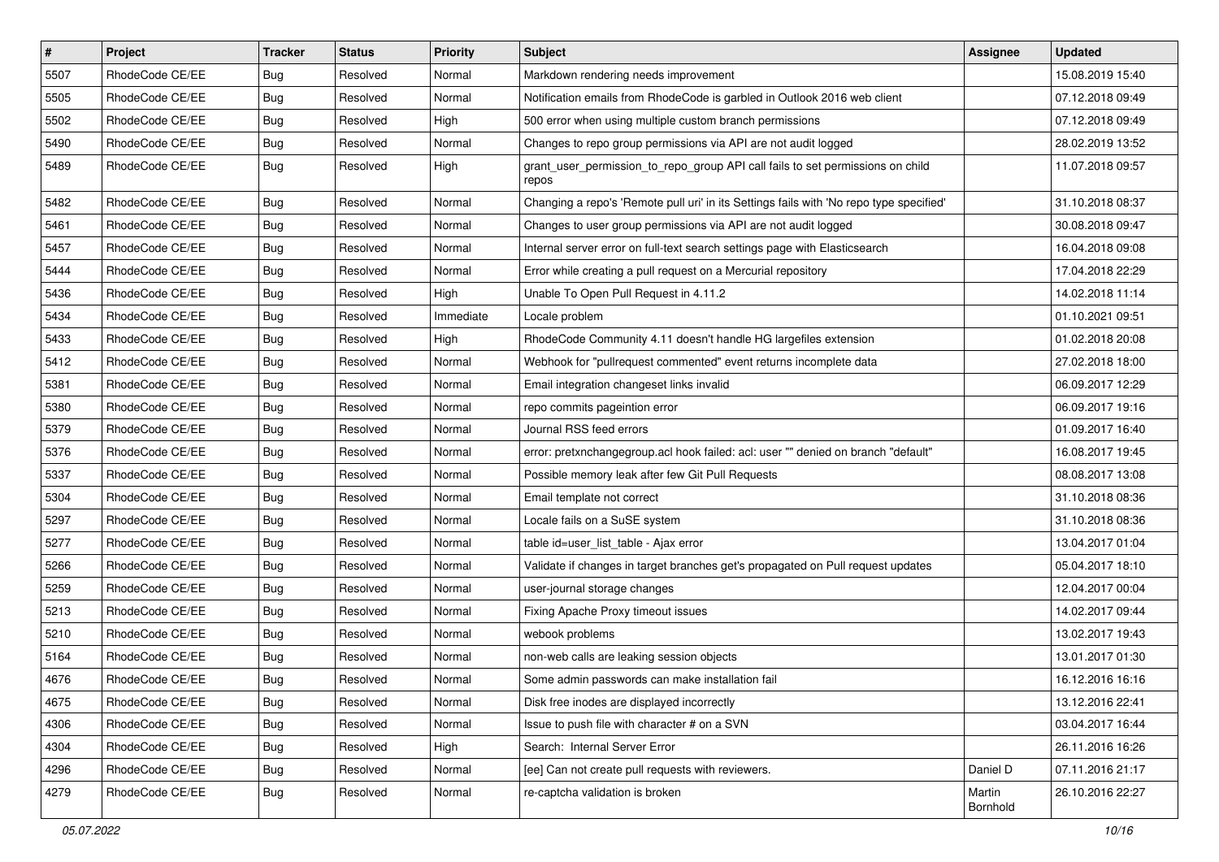| # | Project | Tracker | Status | Priority | Subject | Assignee | Updated |
|---|---|---|---|---|---|---|---|
| 5507 | RhodeCode CE/EE | Bug | Resolved | Normal | Markdown rendering needs improvement | | 15.08.2019 15:40 |
| 5505 | RhodeCode CE/EE | Bug | Resolved | Normal | Notification emails from RhodeCode is garbled in Outlook 2016 web client | | 07.12.2018 09:49 |
| 5502 | RhodeCode CE/EE | Bug | Resolved | High | 500 error when using multiple custom branch permissions | | 07.12.2018 09:49 |
| 5490 | RhodeCode CE/EE | Bug | Resolved | Normal | Changes to repo group permissions via API are not audit logged | | 28.02.2019 13:52 |
| 5489 | RhodeCode CE/EE | Bug | Resolved | High | grant_user_permission_to_repo_group API call fails to set permissions on child repos | | 11.07.2018 09:57 |
| 5482 | RhodeCode CE/EE | Bug | Resolved | Normal | Changing a repo's 'Remote pull uri' in its Settings fails with 'No repo type specified' | | 31.10.2018 08:37 |
| 5461 | RhodeCode CE/EE | Bug | Resolved | Normal | Changes to user group permissions via API are not audit logged | | 30.08.2018 09:47 |
| 5457 | RhodeCode CE/EE | Bug | Resolved | Normal | Internal server error on full-text search settings page with Elasticsearch | | 16.04.2018 09:08 |
| 5444 | RhodeCode CE/EE | Bug | Resolved | Normal | Error while creating a pull request on a Mercurial repository | | 17.04.2018 22:29 |
| 5436 | RhodeCode CE/EE | Bug | Resolved | High | Unable To Open Pull Request in 4.11.2 | | 14.02.2018 11:14 |
| 5434 | RhodeCode CE/EE | Bug | Resolved | Immediate | Locale problem | | 01.10.2021 09:51 |
| 5433 | RhodeCode CE/EE | Bug | Resolved | High | RhodeCode Community 4.11 doesn't handle HG largefiles extension | | 01.02.2018 20:08 |
| 5412 | RhodeCode CE/EE | Bug | Resolved | Normal | Webhook for "pullrequest commented" event returns incomplete data | | 27.02.2018 18:00 |
| 5381 | RhodeCode CE/EE | Bug | Resolved | Normal | Email integration changeset links invalid | | 06.09.2017 12:29 |
| 5380 | RhodeCode CE/EE | Bug | Resolved | Normal | repo commits pageintion error | | 06.09.2017 19:16 |
| 5379 | RhodeCode CE/EE | Bug | Resolved | Normal | Journal RSS feed errors | | 01.09.2017 16:40 |
| 5376 | RhodeCode CE/EE | Bug | Resolved | Normal | error: pretxnchangegroup.acl hook failed: acl: user "" denied on branch "default" | | 16.08.2017 19:45 |
| 5337 | RhodeCode CE/EE | Bug | Resolved | Normal | Possible memory leak after few Git Pull Requests | | 08.08.2017 13:08 |
| 5304 | RhodeCode CE/EE | Bug | Resolved | Normal | Email template not correct | | 31.10.2018 08:36 |
| 5297 | RhodeCode CE/EE | Bug | Resolved | Normal | Locale fails on a SuSE system | | 31.10.2018 08:36 |
| 5277 | RhodeCode CE/EE | Bug | Resolved | Normal | table id=user_list_table - Ajax error | | 13.04.2017 01:04 |
| 5266 | RhodeCode CE/EE | Bug | Resolved | Normal | Validate if changes in target branches get's propagated on Pull request updates | | 05.04.2017 18:10 |
| 5259 | RhodeCode CE/EE | Bug | Resolved | Normal | user-journal storage changes | | 12.04.2017 00:04 |
| 5213 | RhodeCode CE/EE | Bug | Resolved | Normal | Fixing Apache Proxy timeout issues | | 14.02.2017 09:44 |
| 5210 | RhodeCode CE/EE | Bug | Resolved | Normal | webook problems | | 13.02.2017 19:43 |
| 5164 | RhodeCode CE/EE | Bug | Resolved | Normal | non-web calls are leaking session objects | | 13.01.2017 01:30 |
| 4676 | RhodeCode CE/EE | Bug | Resolved | Normal | Some admin passwords can make installation fail | | 16.12.2016 16:16 |
| 4675 | RhodeCode CE/EE | Bug | Resolved | Normal | Disk free inodes are displayed incorrectly | | 13.12.2016 22:41 |
| 4306 | RhodeCode CE/EE | Bug | Resolved | Normal | Issue to push file with character # on a SVN | | 03.04.2017 16:44 |
| 4304 | RhodeCode CE/EE | Bug | Resolved | High | Search: Internal Server Error | | 26.11.2016 16:26 |
| 4296 | RhodeCode CE/EE | Bug | Resolved | Normal | [ee] Can not create pull requests with reviewers. | Daniel D | 07.11.2016 21:17 |
| 4279 | RhodeCode CE/EE | Bug | Resolved | Normal | re-captcha validation is broken | Martin Bornhold | 26.10.2016 22:27 |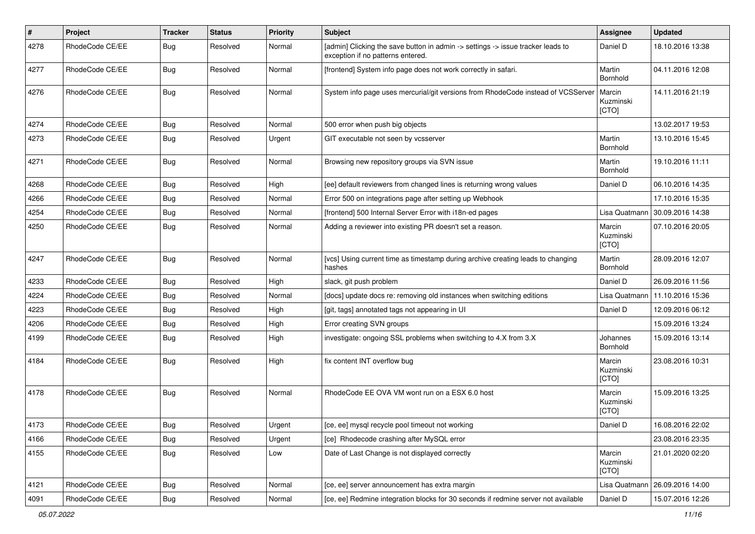| # | Project | Tracker | Status | Priority | Subject | Assignee | Updated |
|---|---|---|---|---|---|---|---|
| 4278 | RhodeCode CE/EE | Bug | Resolved | Normal | [admin] Clicking the save button in admin -> settings -> issue tracker leads to exception if no patterns entered. | Daniel D | 18.10.2016 13:38 |
| 4277 | RhodeCode CE/EE | Bug | Resolved | Normal | [frontend] System info page does not work correctly in safari. | Martin Bornhold | 04.11.2016 12:08 |
| 4276 | RhodeCode CE/EE | Bug | Resolved | Normal | System info page uses mercurial/git versions from RhodeCode instead of VCSServer | Marcin Kuzminski [CTO] | 14.11.2016 21:19 |
| 4274 | RhodeCode CE/EE | Bug | Resolved | Normal | 500 error when push big objects | | 13.02.2017 19:53 |
| 4273 | RhodeCode CE/EE | Bug | Resolved | Urgent | GIT executable not seen by vcsserver | Martin Bornhold | 13.10.2016 15:45 |
| 4271 | RhodeCode CE/EE | Bug | Resolved | Normal | Browsing new repository groups via SVN issue | Martin Bornhold | 19.10.2016 11:11 |
| 4268 | RhodeCode CE/EE | Bug | Resolved | High | [ee] default reviewers from changed lines is returning wrong values | Daniel D | 06.10.2016 14:35 |
| 4266 | RhodeCode CE/EE | Bug | Resolved | Normal | Error 500 on integrations page after setting up Webhook | | 17.10.2016 15:35 |
| 4254 | RhodeCode CE/EE | Bug | Resolved | Normal | [frontend] 500 Internal Server Error with i18n-ed pages | Lisa Quatmann | 30.09.2016 14:38 |
| 4250 | RhodeCode CE/EE | Bug | Resolved | Normal | Adding a reviewer into existing PR doesn't set a reason. | Marcin Kuzminski [CTO] | 07.10.2016 20:05 |
| 4247 | RhodeCode CE/EE | Bug | Resolved | Normal | [vcs] Using current time as timestamp during archive creating leads to changing hashes | Martin Bornhold | 28.09.2016 12:07 |
| 4233 | RhodeCode CE/EE | Bug | Resolved | High | slack, git push problem | Daniel D | 26.09.2016 11:56 |
| 4224 | RhodeCode CE/EE | Bug | Resolved | Normal | [docs] update docs re: removing old instances when switching editions | Lisa Quatmann | 11.10.2016 15:36 |
| 4223 | RhodeCode CE/EE | Bug | Resolved | High | [git, tags] annotated tags not appearing in UI | Daniel D | 12.09.2016 06:12 |
| 4206 | RhodeCode CE/EE | Bug | Resolved | High | Error creating SVN groups | | 15.09.2016 13:24 |
| 4199 | RhodeCode CE/EE | Bug | Resolved | High | investigate: ongoing SSL problems when switching to 4.X from 3.X | Johannes Bornhold | 15.09.2016 13:14 |
| 4184 | RhodeCode CE/EE | Bug | Resolved | High | fix content INT overflow bug | Marcin Kuzminski [CTO] | 23.08.2016 10:31 |
| 4178 | RhodeCode CE/EE | Bug | Resolved | Normal | RhodeCode EE OVA VM wont run on a ESX 6.0 host | Marcin Kuzminski [CTO] | 15.09.2016 13:25 |
| 4173 | RhodeCode CE/EE | Bug | Resolved | Urgent | [ce, ee] mysql recycle pool timeout not working | Daniel D | 16.08.2016 22:02 |
| 4166 | RhodeCode CE/EE | Bug | Resolved | Urgent | [ce] Rhodecode crashing after MySQL error | | 23.08.2016 23:35 |
| 4155 | RhodeCode CE/EE | Bug | Resolved | Low | Date of Last Change is not displayed correctly | Marcin Kuzminski [CTO] | 21.01.2020 02:20 |
| 4121 | RhodeCode CE/EE | Bug | Resolved | Normal | [ce, ee] server announcement has extra margin | Lisa Quatmann | 26.09.2016 14:00 |
| 4091 | RhodeCode CE/EE | Bug | Resolved | Normal | [ce, ee] Redmine integration blocks for 30 seconds if redmine server not available | Daniel D | 15.07.2016 12:26 |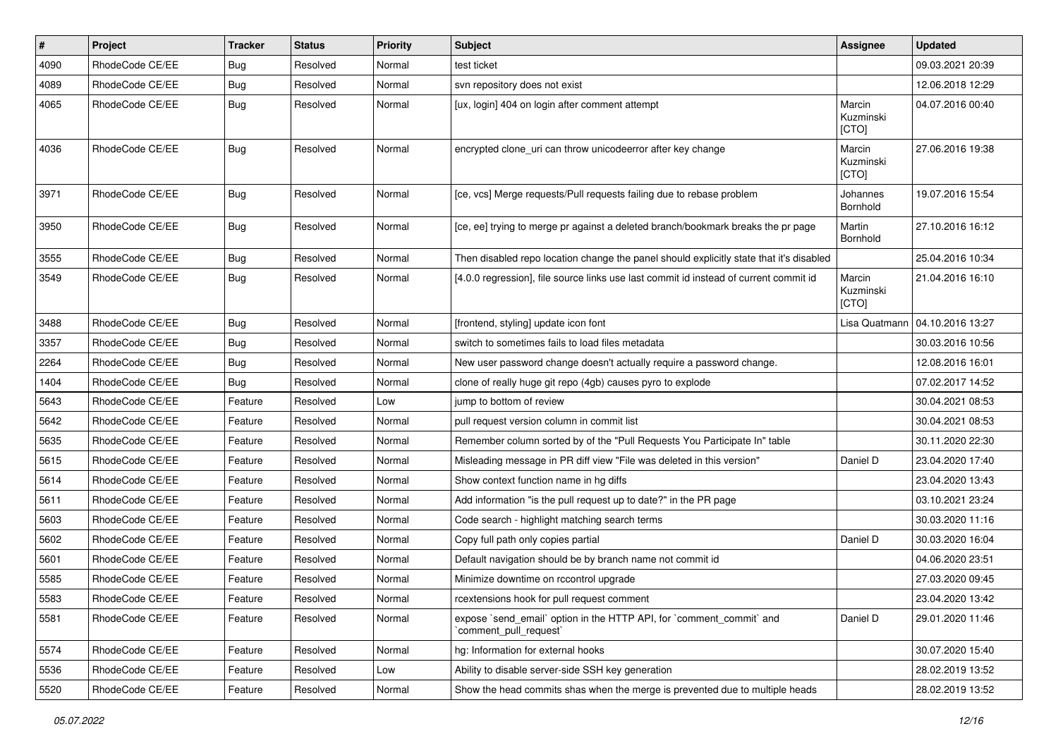| # | Project | Tracker | Status | Priority | Subject | Assignee | Updated |
|---|---|---|---|---|---|---|---|
| 4090 | RhodeCode CE/EE | Bug | Resolved | Normal | test ticket | | 09.03.2021 20:39 |
| 4089 | RhodeCode CE/EE | Bug | Resolved | Normal | svn repository does not exist | | 12.06.2018 12:29 |
| 4065 | RhodeCode CE/EE | Bug | Resolved | Normal | [ux, login] 404 on login after comment attempt | Marcin Kuzminski [CTO] | 04.07.2016 00:40 |
| 4036 | RhodeCode CE/EE | Bug | Resolved | Normal | encrypted clone_uri can throw unicodeerror after key change | Marcin Kuzminski [CTO] | 27.06.2016 19:38 |
| 3971 | RhodeCode CE/EE | Bug | Resolved | Normal | [ce, vcs] Merge requests/Pull requests failing due to rebase problem | Johannes Bornhold | 19.07.2016 15:54 |
| 3950 | RhodeCode CE/EE | Bug | Resolved | Normal | [ce, ee] trying to merge pr against a deleted branch/bookmark breaks the pr page | Martin Bornhold | 27.10.2016 16:12 |
| 3555 | RhodeCode CE/EE | Bug | Resolved | Normal | Then disabled repo location change the panel should explicitly state that it's disabled | | 25.04.2016 10:34 |
| 3549 | RhodeCode CE/EE | Bug | Resolved | Normal | [4.0.0 regression], file source links use last commit id instead of current commit id | Marcin Kuzminski [CTO] | 21.04.2016 16:10 |
| 3488 | RhodeCode CE/EE | Bug | Resolved | Normal | [frontend, styling] update icon font | Lisa Quatmann | 04.10.2016 13:27 |
| 3357 | RhodeCode CE/EE | Bug | Resolved | Normal | switch to sometimes fails to load files metadata | | 30.03.2016 10:56 |
| 2264 | RhodeCode CE/EE | Bug | Resolved | Normal | New user password change doesn't actually require a password change. | | 12.08.2016 16:01 |
| 1404 | RhodeCode CE/EE | Bug | Resolved | Normal | clone of really huge git repo (4gb) causes pyro to explode | | 07.02.2017 14:52 |
| 5643 | RhodeCode CE/EE | Feature | Resolved | Low | jump to bottom of review | | 30.04.2021 08:53 |
| 5642 | RhodeCode CE/EE | Feature | Resolved | Normal | pull request version column in commit list | | 30.04.2021 08:53 |
| 5635 | RhodeCode CE/EE | Feature | Resolved | Normal | Remember column sorted by of the "Pull Requests You Participate In" table | | 30.11.2020 22:30 |
| 5615 | RhodeCode CE/EE | Feature | Resolved | Normal | Misleading message in PR diff view "File was deleted in this version" | Daniel D | 23.04.2020 17:40 |
| 5614 | RhodeCode CE/EE | Feature | Resolved | Normal | Show context function name in hg diffs | | 23.04.2020 13:43 |
| 5611 | RhodeCode CE/EE | Feature | Resolved | Normal | Add information "is the pull request up to date?" in the PR page | | 03.10.2021 23:24 |
| 5603 | RhodeCode CE/EE | Feature | Resolved | Normal | Code search - highlight matching search terms | | 30.03.2020 11:16 |
| 5602 | RhodeCode CE/EE | Feature | Resolved | Normal | Copy full path only copies partial | Daniel D | 30.03.2020 16:04 |
| 5601 | RhodeCode CE/EE | Feature | Resolved | Normal | Default navigation should be by branch name not commit id | | 04.06.2020 23:51 |
| 5585 | RhodeCode CE/EE | Feature | Resolved | Normal | Minimize downtime on rccontrol upgrade | | 27.03.2020 09:45 |
| 5583 | RhodeCode CE/EE | Feature | Resolved | Normal | rcextensions hook for pull request comment | | 23.04.2020 13:42 |
| 5581 | RhodeCode CE/EE | Feature | Resolved | Normal | expose `send_email` option in the HTTP API, for `comment_commit` and `comment_pull_request` | Daniel D | 29.01.2020 11:46 |
| 5574 | RhodeCode CE/EE | Feature | Resolved | Normal | hg: Information for external hooks | | 30.07.2020 15:40 |
| 5536 | RhodeCode CE/EE | Feature | Resolved | Low | Ability to disable server-side SSH key generation | | 28.02.2019 13:52 |
| 5520 | RhodeCode CE/EE | Feature | Resolved | Normal | Show the head commits shas when the merge is prevented due to multiple heads | | 28.02.2019 13:52 |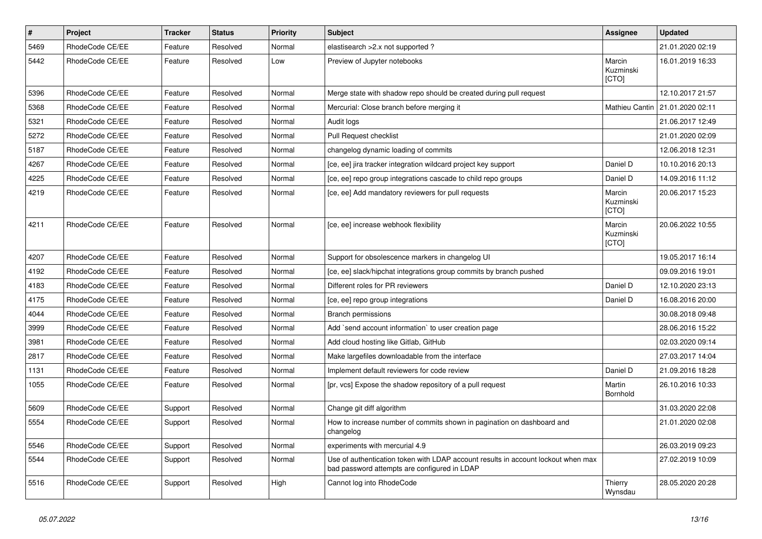| # | Project | Tracker | Status | Priority | Subject | Assignee | Updated |
|---|---|---|---|---|---|---|---|
| 5469 | RhodeCode CE/EE | Feature | Resolved | Normal | elastisearch >2.x not supported ? | | 21.01.2020 02:19 |
| 5442 | RhodeCode CE/EE | Feature | Resolved | Low | Preview of Jupyter notebooks | Marcin Kuzminski [CTO] | 16.01.2019 16:33 |
| 5396 | RhodeCode CE/EE | Feature | Resolved | Normal | Merge state with shadow repo should be created during pull request | | 12.10.2017 21:57 |
| 5368 | RhodeCode CE/EE | Feature | Resolved | Normal | Mercurial: Close branch before merging it | Mathieu Cantin | 21.01.2020 02:11 |
| 5321 | RhodeCode CE/EE | Feature | Resolved | Normal | Audit logs | | 21.06.2017 12:49 |
| 5272 | RhodeCode CE/EE | Feature | Resolved | Normal | Pull Request checklist | | 21.01.2020 02:09 |
| 5187 | RhodeCode CE/EE | Feature | Resolved | Normal | changelog dynamic loading of commits | | 12.06.2018 12:31 |
| 4267 | RhodeCode CE/EE | Feature | Resolved | Normal | [ce, ee] jira tracker integration wildcard project key support | Daniel D | 10.10.2016 20:13 |
| 4225 | RhodeCode CE/EE | Feature | Resolved | Normal | [ce, ee] repo group integrations cascade to child repo groups | Daniel D | 14.09.2016 11:12 |
| 4219 | RhodeCode CE/EE | Feature | Resolved | Normal | [ce, ee] Add mandatory reviewers for pull requests | Marcin Kuzminski [CTO] | 20.06.2017 15:23 |
| 4211 | RhodeCode CE/EE | Feature | Resolved | Normal | [ce, ee] increase webhook flexibility | Marcin Kuzminski [CTO] | 20.06.2022 10:55 |
| 4207 | RhodeCode CE/EE | Feature | Resolved | Normal | Support for obsolescence markers in changelog UI | | 19.05.2017 16:14 |
| 4192 | RhodeCode CE/EE | Feature | Resolved | Normal | [ce, ee] slack/hipchat integrations group commits by branch pushed | | 09.09.2016 19:01 |
| 4183 | RhodeCode CE/EE | Feature | Resolved | Normal | Different roles for PR reviewers | Daniel D | 12.10.2020 23:13 |
| 4175 | RhodeCode CE/EE | Feature | Resolved | Normal | [ce, ee] repo group integrations | Daniel D | 16.08.2016 20:00 |
| 4044 | RhodeCode CE/EE | Feature | Resolved | Normal | Branch permissions | | 30.08.2018 09:48 |
| 3999 | RhodeCode CE/EE | Feature | Resolved | Normal | Add `send account information` to user creation page | | 28.06.2016 15:22 |
| 3981 | RhodeCode CE/EE | Feature | Resolved | Normal | Add cloud hosting like Gitlab, GitHub | | 02.03.2020 09:14 |
| 2817 | RhodeCode CE/EE | Feature | Resolved | Normal | Make largefiles downloadable from the interface | | 27.03.2017 14:04 |
| 1131 | RhodeCode CE/EE | Feature | Resolved | Normal | Implement default reviewers for code review | Daniel D | 21.09.2016 18:28 |
| 1055 | RhodeCode CE/EE | Feature | Resolved | Normal | [pr, vcs] Expose the shadow repository of a pull request | Martin Bornhold | 26.10.2016 10:33 |
| 5609 | RhodeCode CE/EE | Support | Resolved | Normal | Change git diff algorithm | | 31.03.2020 22:08 |
| 5554 | RhodeCode CE/EE | Support | Resolved | Normal | How to increase number of commits shown in pagination on dashboard and changelog | | 21.01.2020 02:08 |
| 5546 | RhodeCode CE/EE | Support | Resolved | Normal | experiments with mercurial 4.9 | | 26.03.2019 09:23 |
| 5544 | RhodeCode CE/EE | Support | Resolved | Normal | Use of authentication token with LDAP account results in account lockout when max bad password attempts are configured in LDAP | | 27.02.2019 10:09 |
| 5516 | RhodeCode CE/EE | Support | Resolved | High | Cannot log into RhodeCode | Thierry Wynsdau | 28.05.2020 20:28 |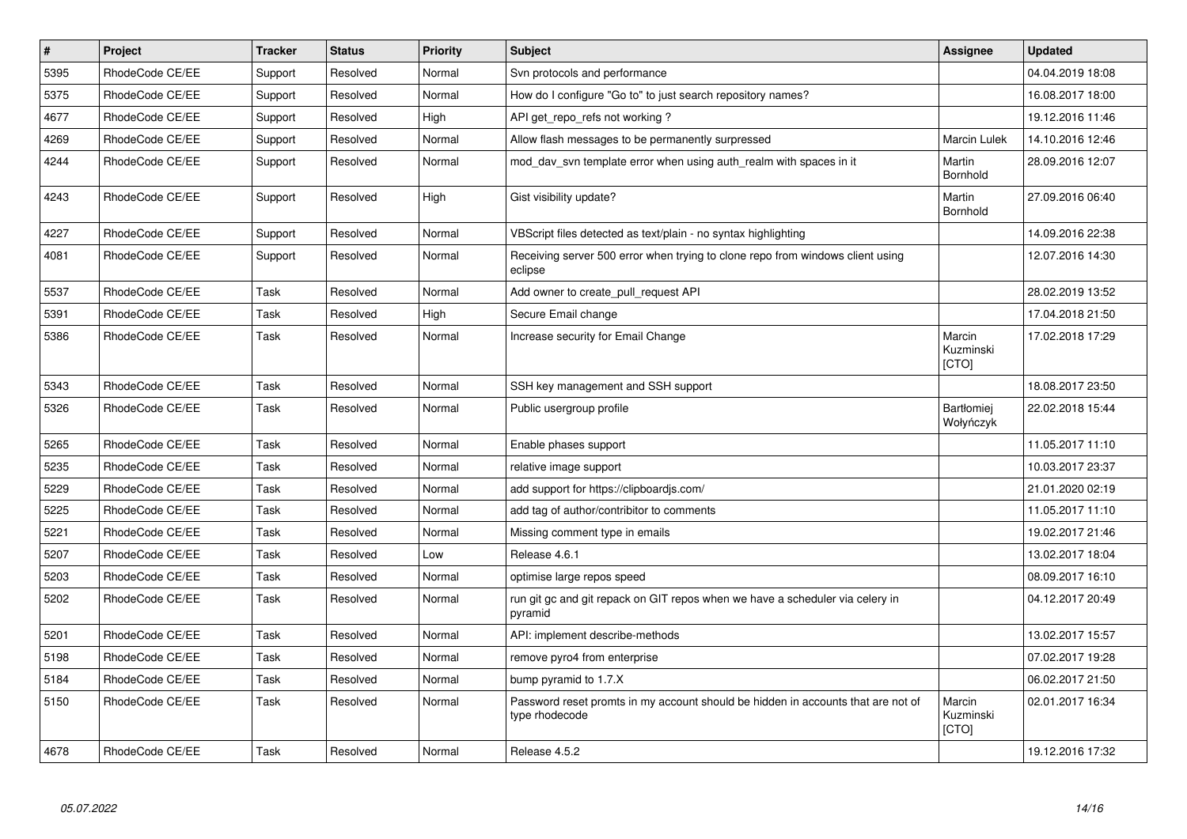| # | Project | Tracker | Status | Priority | Subject | Assignee | Updated |
| --- | --- | --- | --- | --- | --- | --- | --- |
| 5395 | RhodeCode CE/EE | Support | Resolved | Normal | Svn protocols and performance | | 04.04.2019 18:08 |
| 5375 | RhodeCode CE/EE | Support | Resolved | Normal | How do I configure "Go to" to just search repository names? | | 16.08.2017 18:00 |
| 4677 | RhodeCode CE/EE | Support | Resolved | High | API get_repo_refs not working ? | | 19.12.2016 11:46 |
| 4269 | RhodeCode CE/EE | Support | Resolved | Normal | Allow flash messages to be permanently surpressed | Marcin Lulek | 14.10.2016 12:46 |
| 4244 | RhodeCode CE/EE | Support | Resolved | Normal | mod_dav_svn template error when using auth_realm with spaces in it | Martin Bornhold | 28.09.2016 12:07 |
| 4243 | RhodeCode CE/EE | Support | Resolved | High | Gist visibility update? | Martin Bornhold | 27.09.2016 06:40 |
| 4227 | RhodeCode CE/EE | Support | Resolved | Normal | VBScript files detected as text/plain - no syntax highlighting | | 14.09.2016 22:38 |
| 4081 | RhodeCode CE/EE | Support | Resolved | Normal | Receiving server 500 error when trying to clone repo from windows client using eclipse | | 12.07.2016 14:30 |
| 5537 | RhodeCode CE/EE | Task | Resolved | Normal | Add owner to create_pull_request API | | 28.02.2019 13:52 |
| 5391 | RhodeCode CE/EE | Task | Resolved | High | Secure Email change | | 17.04.2018 21:50 |
| 5386 | RhodeCode CE/EE | Task | Resolved | Normal | Increase security for Email Change | Marcin Kuzminski [CTO] | 17.02.2018 17:29 |
| 5343 | RhodeCode CE/EE | Task | Resolved | Normal | SSH key management and SSH support | | 18.08.2017 23:50 |
| 5326 | RhodeCode CE/EE | Task | Resolved | Normal | Public usergroup profile | Bartłomiej Wołyńczyk | 22.02.2018 15:44 |
| 5265 | RhodeCode CE/EE | Task | Resolved | Normal | Enable phases support | | 11.05.2017 11:10 |
| 5235 | RhodeCode CE/EE | Task | Resolved | Normal | relative image support | | 10.03.2017 23:37 |
| 5229 | RhodeCode CE/EE | Task | Resolved | Normal | add support for https://clipboardjs.com/ | | 21.01.2020 02:19 |
| 5225 | RhodeCode CE/EE | Task | Resolved | Normal | add tag of author/contribitor to comments | | 11.05.2017 11:10 |
| 5221 | RhodeCode CE/EE | Task | Resolved | Normal | Missing comment type in emails | | 19.02.2017 21:46 |
| 5207 | RhodeCode CE/EE | Task | Resolved | Low | Release 4.6.1 | | 13.02.2017 18:04 |
| 5203 | RhodeCode CE/EE | Task | Resolved | Normal | optimise large repos speed | | 08.09.2017 16:10 |
| 5202 | RhodeCode CE/EE | Task | Resolved | Normal | run git gc and git repack on GIT repos when we have a scheduler via celery in pyramid | | 04.12.2017 20:49 |
| 5201 | RhodeCode CE/EE | Task | Resolved | Normal | API: implement describe-methods | | 13.02.2017 15:57 |
| 5198 | RhodeCode CE/EE | Task | Resolved | Normal | remove pyro4 from enterprise | | 07.02.2017 19:28 |
| 5184 | RhodeCode CE/EE | Task | Resolved | Normal | bump pyramid to 1.7.X | | 06.02.2017 21:50 |
| 5150 | RhodeCode CE/EE | Task | Resolved | Normal | Password reset promts in my account should be hidden in accounts that are not of type rhodecode | Marcin Kuzminski [CTO] | 02.01.2017 16:34 |
| 4678 | RhodeCode CE/EE | Task | Resolved | Normal | Release 4.5.2 | | 19.12.2016 17:32 |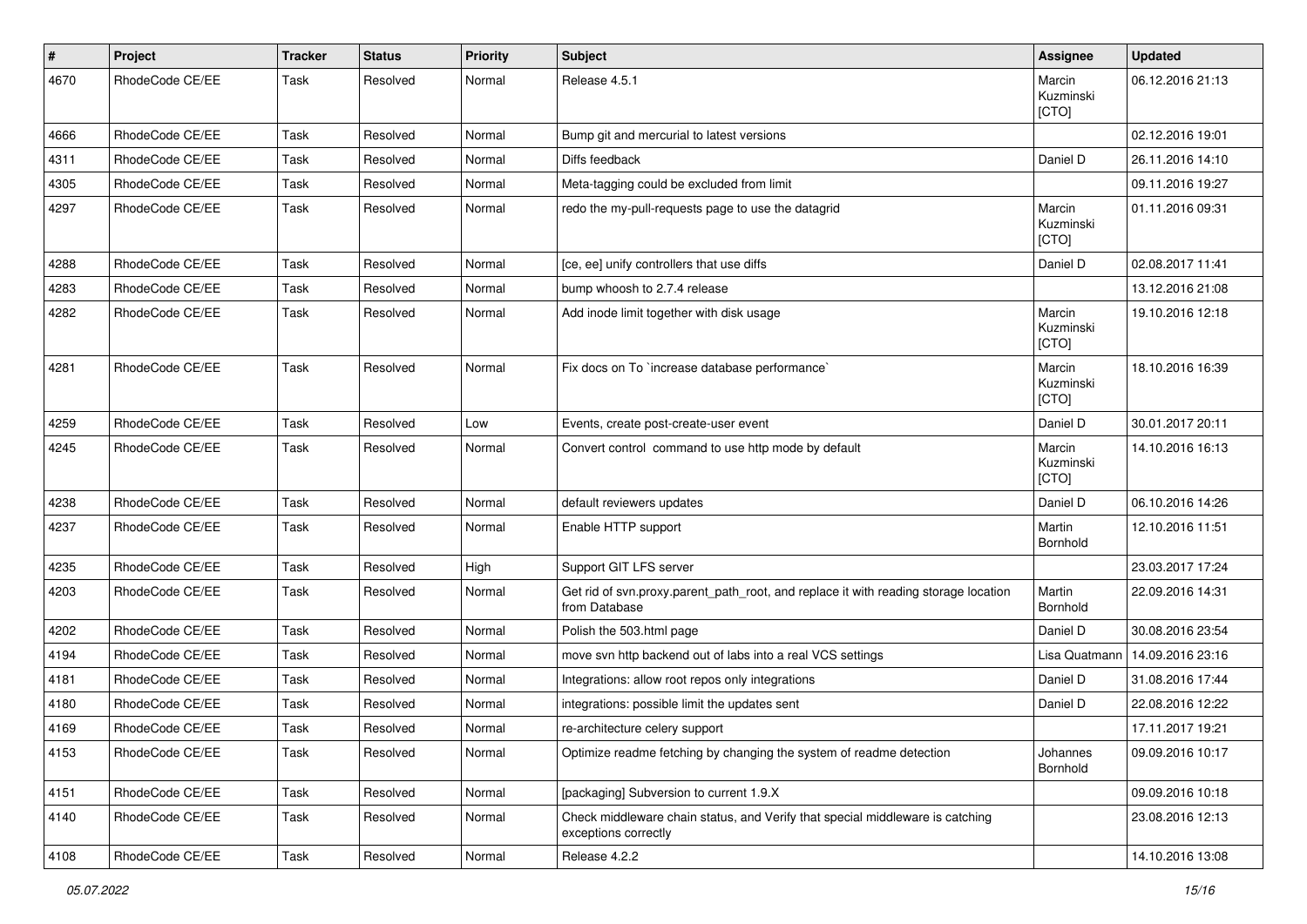| # | Project | Tracker | Status | Priority | Subject | Assignee | Updated |
|---|---|---|---|---|---|---|---|
| 4670 | RhodeCode CE/EE | Task | Resolved | Normal | Release 4.5.1 | Marcin Kuzminski [CTO] | 06.12.2016 21:13 |
| 4666 | RhodeCode CE/EE | Task | Resolved | Normal | Bump git and mercurial to latest versions | | 02.12.2016 19:01 |
| 4311 | RhodeCode CE/EE | Task | Resolved | Normal | Diffs feedback | Daniel D | 26.11.2016 14:10 |
| 4305 | RhodeCode CE/EE | Task | Resolved | Normal | Meta-tagging could be excluded from limit | | 09.11.2016 19:27 |
| 4297 | RhodeCode CE/EE | Task | Resolved | Normal | redo the my-pull-requests page to use the datagrid | Marcin Kuzminski [CTO] | 01.11.2016 09:31 |
| 4288 | RhodeCode CE/EE | Task | Resolved | Normal | [ce, ee] unify controllers that use diffs | Daniel D | 02.08.2017 11:41 |
| 4283 | RhodeCode CE/EE | Task | Resolved | Normal | bump whoosh to 2.7.4 release | | 13.12.2016 21:08 |
| 4282 | RhodeCode CE/EE | Task | Resolved | Normal | Add inode limit together with disk usage | Marcin Kuzminski [CTO] | 19.10.2016 12:18 |
| 4281 | RhodeCode CE/EE | Task | Resolved | Normal | Fix docs on To `increase database performance` | Marcin Kuzminski [CTO] | 18.10.2016 16:39 |
| 4259 | RhodeCode CE/EE | Task | Resolved | Low | Events, create post-create-user event | Daniel D | 30.01.2017 20:11 |
| 4245 | RhodeCode CE/EE | Task | Resolved | Normal | Convert control command to use http mode by default | Marcin Kuzminski [CTO] | 14.10.2016 16:13 |
| 4238 | RhodeCode CE/EE | Task | Resolved | Normal | default reviewers updates | Daniel D | 06.10.2016 14:26 |
| 4237 | RhodeCode CE/EE | Task | Resolved | Normal | Enable HTTP support | Martin Bornhold | 12.10.2016 11:51 |
| 4235 | RhodeCode CE/EE | Task | Resolved | High | Support GIT LFS server | | 23.03.2017 17:24 |
| 4203 | RhodeCode CE/EE | Task | Resolved | Normal | Get rid of svn.proxy.parent_path_root, and replace it with reading storage location from Database | Martin Bornhold | 22.09.2016 14:31 |
| 4202 | RhodeCode CE/EE | Task | Resolved | Normal | Polish the 503.html page | Daniel D | 30.08.2016 23:54 |
| 4194 | RhodeCode CE/EE | Task | Resolved | Normal | move svn http backend out of labs into a real VCS settings | Lisa Quatmann | 14.09.2016 23:16 |
| 4181 | RhodeCode CE/EE | Task | Resolved | Normal | Integrations: allow root repos only integrations | Daniel D | 31.08.2016 17:44 |
| 4180 | RhodeCode CE/EE | Task | Resolved | Normal | integrations: possible limit the updates sent | Daniel D | 22.08.2016 12:22 |
| 4169 | RhodeCode CE/EE | Task | Resolved | Normal | re-architecture celery support | | 17.11.2017 19:21 |
| 4153 | RhodeCode CE/EE | Task | Resolved | Normal | Optimize readme fetching by changing the system of readme detection | Johannes Bornhold | 09.09.2016 10:17 |
| 4151 | RhodeCode CE/EE | Task | Resolved | Normal | [packaging] Subversion to current 1.9.X | | 09.09.2016 10:18 |
| 4140 | RhodeCode CE/EE | Task | Resolved | Normal | Check middleware chain status, and Verify that special middleware is catching exceptions correctly | | 23.08.2016 12:13 |
| 4108 | RhodeCode CE/EE | Task | Resolved | Normal | Release 4.2.2 | | 14.10.2016 13:08 |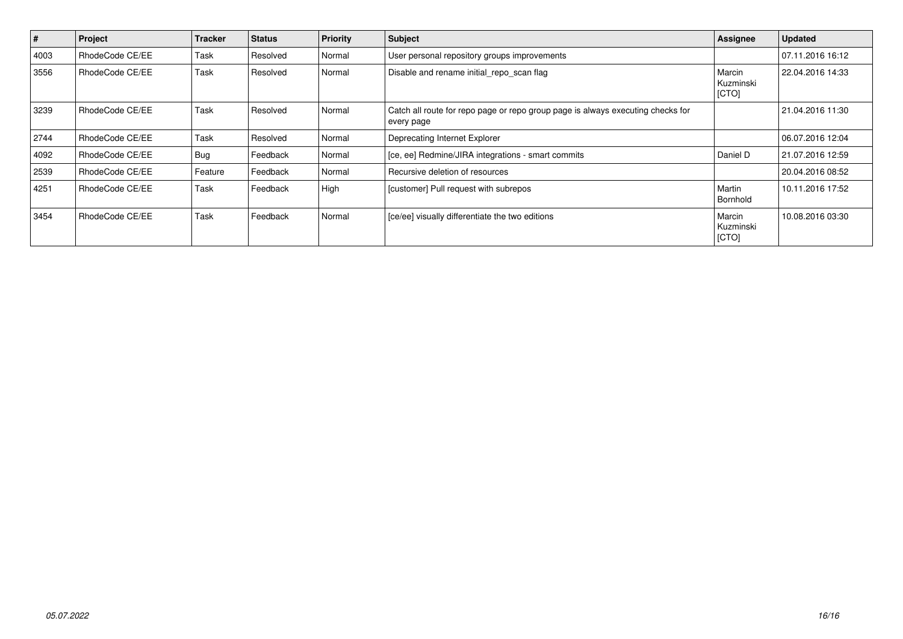| # | Project | Tracker | Status | Priority | Subject | Assignee | Updated |
|---|---|---|---|---|---|---|---|
| 4003 | RhodeCode CE/EE | Task | Resolved | Normal | User personal repository groups improvements | | 07.11.2016 16:12 |
| 3556 | RhodeCode CE/EE | Task | Resolved | Normal | Disable and rename initial_repo_scan flag | Marcin Kuzminski [CTO] | 22.04.2016 14:33 |
| 3239 | RhodeCode CE/EE | Task | Resolved | Normal | Catch all route for repo page or repo group page is always executing checks for every page | | 21.04.2016 11:30 |
| 2744 | RhodeCode CE/EE | Task | Resolved | Normal | Deprecating Internet Explorer | | 06.07.2016 12:04 |
| 4092 | RhodeCode CE/EE | Bug | Feedback | Normal | [ce, ee] Redmine/JIRA integrations - smart commits | Daniel D | 21.07.2016 12:59 |
| 2539 | RhodeCode CE/EE | Feature | Feedback | Normal | Recursive deletion of resources | | 20.04.2016 08:52 |
| 4251 | RhodeCode CE/EE | Task | Feedback | High | [customer] Pull request with subrepos | Martin Bornhold | 10.11.2016 17:52 |
| 3454 | RhodeCode CE/EE | Task | Feedback | Normal | [ce/ee] visually differentiate the two editions | Marcin Kuzminski [CTO] | 10.08.2016 03:30 |